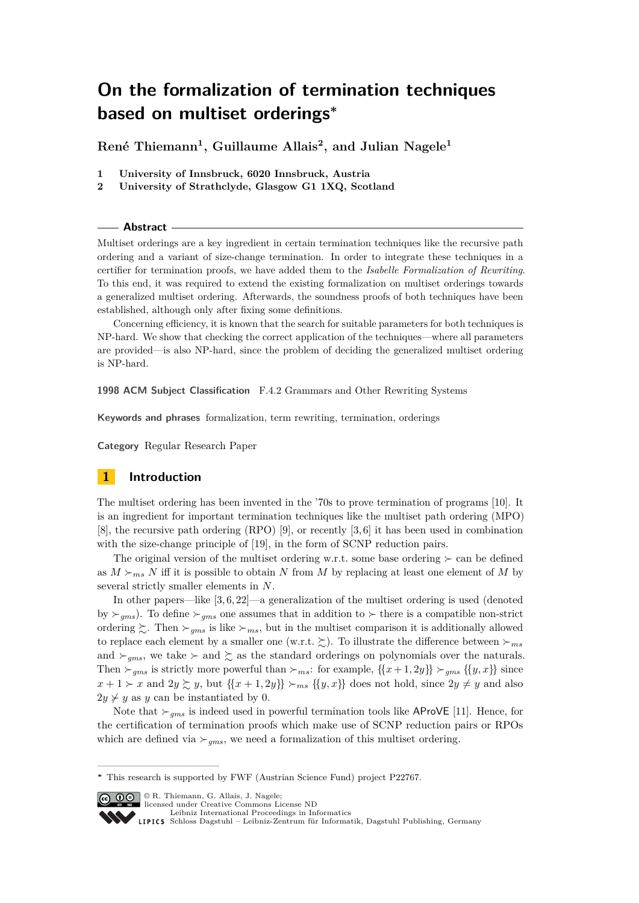# On the formalization of termination techniques based on multiset orderings*

**René Thiemann[1], Guillaume Allais[2], and Julian Nagele[1]**

1 **University of Innsbruck, 6020 Innsbruck, Austria**
2 **University of Strathclyde, Glasgow G1 1XQ, Scotland**

## Abstract

Multiset orderings are a key ingredient in certain termination techniques like the recursive path ordering and a variant of size-change termination. In order to integrate these techniques in a certifier for termination proofs, we have added them to the *Isabelle Formalization of Rewriting*. To this end, it was required to extend the existing formalization on multiset orderings towards a generalized multiset ordering. Afterwards, the soundness proofs of both techniques have been established, although only after fixing some definitions.

Concerning efficiency, it is known that the search for suitable parameters for both techniques is NP-hard. We show that checking the correct application of the techniques—where all parameters are provided—is also NP-hard, since the problem of deciding the generalized multiset ordering is NP-hard.

**1998 ACM Subject Classification** F.4.2 Grammars and Other Rewriting Systems

**Keywords and phrases** formalization, term rewriting, termination, orderings

**Category** Regular Research Paper

## 1 Introduction

The multiset ordering has been invented in the '70s to prove termination of programs [10]. It is an ingredient for important termination techniques like the multiset path ordering (MPO) [8], the recursive path ordering (RPO) [9], or recently [3, 6] it has been used in combination with the size-change principle of [19], in the form of SCNP reduction pairs.

The original version of the multiset ordering w.r.t. some base ordering $\succ$ can be defined as $M \succ_{ms} N$ iff it is possible to obtain $N$ from $M$ by replacing at least one element of $M$ by several strictly smaller elements in $N$.

In other papers—like [3, 6, 22]—a generalization of the multiset ordering is used (denoted by $\succ_{gms}$). To define $\succ_{gms}$ one assumes that in addition to $\succ$ there is a compatible non-strict ordering $\succsim$. Then $\succ_{gms}$ is like $\succ_{ms}$, but in the multiset comparison it is additionally allowed to replace each element by a smaller one (w.r.t. $\succsim$). To illustrate the difference between $\succ_{ms}$ and $\succ_{gms}$, we take $\succ$ and $\succsim$ as the standard orderings on polynomials over the naturals. Then $\succ_{gms}$ is strictly more powerful than $\succ_{ms}$: for example, $\{\{x+1, 2y\}\} \succ_{gms} \{\{y, x\}\}$ since $x + 1 \succ x$ and $2y \succsim y$, but $\{\{x+1, 2y\}\} \succ_{ms} \{\{y, x\}\}$ does not hold, since $2y \neq y$ and also $2y \not\succ y$ as $y$ can be instantiated by 0.

Note that $\succ_{gms}$ is indeed used in powerful termination tools like AProVE [11]. Hence, for the certification of termination proofs which make use of SCNP reduction pairs or RPOs which are defined via $\succ_{gms}$, we need a formalization of this multiset ordering.

* This research is supported by FWF (Austrian Science Fund) project P22767.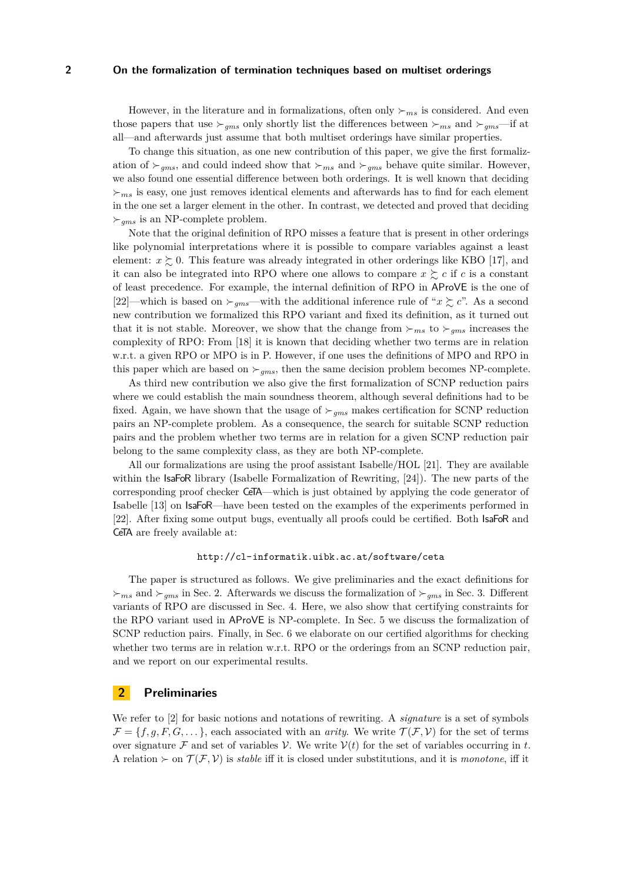However, in the literature and in formalizations, often only $\succ_{ms}$ is considered. And even those papers that use $\succ_{gms}$ only shortly list the differences between $\succ_{ms}$ and $\succ_{gms}$—if at all—and afterwards just assume that both multiset orderings have similar properties.

To change this situation, as one new contribution of this paper, we give the first formalization of $\succ_{gms}$, and could indeed show that $\succ_{ms}$ and $\succ_{gms}$ behave quite similar. However, we also found one essential difference between both orderings. It is well known that deciding $\succ_{ms}$ is easy, one just removes identical elements and afterwards has to find for each element in the one set a larger element in the other. In contrast, we detected and proved that deciding $\succ_{gms}$ is an NP-complete problem.

Note that the original definition of RPO misses a feature that is present in other orderings like polynomial interpretations where it is possible to compare variables against a least element: $x \succsim 0$. This feature was already integrated in other orderings like KBO [17], and it can also be integrated into RPO where one allows to compare $x \succsim c$ if $c$ is a constant of least precedence. For example, the internal definition of RPO in AProVE is the one of [22]—which is based on $\succ_{gms}$—with the additional inference rule of "$x \succsim c$". As a second new contribution we formalized this RPO variant and fixed its definition, as it turned out that it is not stable. Moreover, we show that the change from $\succ_{ms}$ to $\succ_{gms}$ increases the complexity of RPO: From [18] it is known that deciding whether two terms are in relation w.r.t. a given RPO or MPO is in P. However, if one uses the definitions of MPO and RPO in this paper which are based on $\succ_{gms}$, then the same decision problem becomes NP-complete.

As third new contribution we also give the first formalization of SCNP reduction pairs where we could establish the main soundness theorem, although several definitions had to be fixed. Again, we have shown that the usage of $\succ_{gms}$ makes certification for SCNP reduction pairs an NP-complete problem. As a consequence, the search for suitable SCNP reduction pairs and the problem whether two terms are in relation for a given SCNP reduction pair belong to the same complexity class, as they are both NP-complete.

All our formalizations are using the proof assistant Isabelle/HOL [21]. They are available within the IsaFoR library (Isabelle Formalization of Rewriting, [24]). The new parts of the corresponding proof checker CeTA—which is just obtained by applying the code generator of Isabelle [13] on IsaFoR—have been tested on the examples of the experiments performed in [22]. After fixing some output bugs, eventually all proofs could be certified. Both IsaFoR and CeTA are freely available at:

http://cl-informatik.uibk.ac.at/software/ceta

The paper is structured as follows. We give preliminaries and the exact definitions for $\succ_{ms}$ and $\succ_{gms}$ in Sec. 2. Afterwards we discuss the formalization of $\succ_{gms}$ in Sec. 3. Different variants of RPO are discussed in Sec. 4. Here, we also show that certifying constraints for the RPO variant used in AProVE is NP-complete. In Sec. 5 we discuss the formalization of SCNP reduction pairs. Finally, in Sec. 6 we elaborate on our certified algorithms for checking whether two terms are in relation w.r.t. RPO or the orderings from an SCNP reduction pair, and we report on our experimental results.

## 2 Preliminaries

We refer to [2] for basic notions and notations of rewriting. A *signature* is a set of symbols $\mathcal{F} = \{f, g, F, G, \dots\}$, each associated with an *arity*. We write $\mathcal{T}(\mathcal{F}, \mathcal{V})$ for the set of terms over signature $\mathcal{F}$ and set of variables $\mathcal{V}$. We write $\mathcal{V}(t)$ for the set of variables occurring in $t$. A relation $\succ$ on $\mathcal{T}(\mathcal{F}, \mathcal{V})$ is *stable* iff it is closed under substitutions, and it is *monotone*, iff it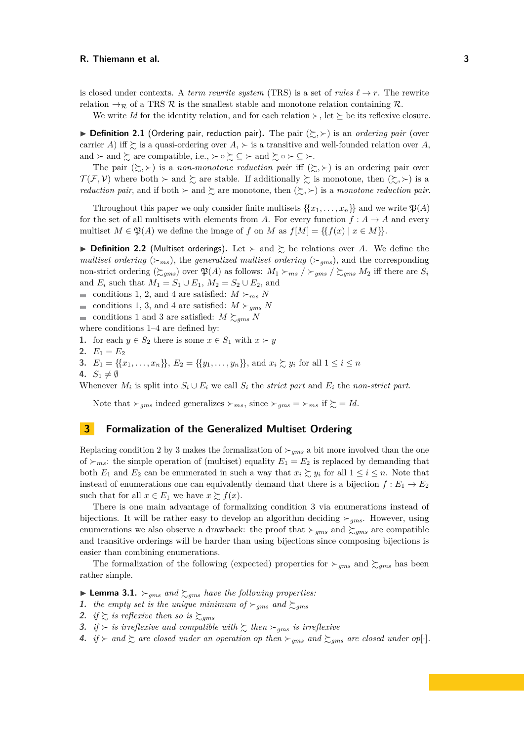is closed under contexts. A *term rewrite system* (TRS) is a set of *rules* $\ell \to r$. The rewrite relation $\to_{\mathcal{R}}$ of a TRS $\mathcal{R}$ is the smallest stable and monotone relation containing $\mathcal{R}$.

We write *Id* for the identity relation, and for each relation $\succ$, let $\succeq$ be its reflexive closure.

▶ **Definition 2.1** (Ordering pair, reduction pair). The pair $(\succsim, \succ)$ is an *ordering pair* (over carrier $A$) iff $\succsim$ is a quasi-ordering over $A$, $\succ$ is a transitive and well-founded relation over $A$, and $\succ$ and $\succsim$ are compatible, i.e., $\succ \circ \succsim \subseteq \succ$ and $\succsim \circ \succ \subseteq \succ$.

The pair $(\succsim, \succ)$ is a *non-monotone reduction pair* iff $(\succsim, \succ)$ is an ordering pair over $\mathcal{T}(\mathcal{F}, \mathcal{V})$ where both $\succ$ and $\succsim$ are stable. If additionally $\succsim$ is monotone, then $(\succsim, \succ)$ is a *reduction pair*, and if both $\succ$ and $\succsim$ are monotone, then $(\succsim, \succ)$ is a *monotone reduction pair*.

Throughout this paper we only consider finite multisets $\{\{x_1, \dots, x_n\}\}$ and we write $\mathfrak{P}(A)$ for the set of all multisets with elements from $A$. For every function $f : A \to A$ and every multiset $M \in \mathfrak{P}(A)$ we define the image of $f$ on $M$ as $f[M] = \{\{f(x) \mid x \in M\}\}$.

▶ **Definition 2.2** (Multiset orderings). Let $\succ$ and $\succsim$ be relations over $A$. We define the *multiset ordering* ($\succ_{ms}$), the *generalized multiset ordering* ($\succ_{gms}$), and the corresponding non-strict ordering ($\succsim_{gms}$) over $\mathfrak{P}(A)$ as follows: $M_1 \succ_{ms} / \succ_{gms} / \succsim_{gms} M_2$ iff there are $S_i$ and $E_i$ such that $M_1 = S_1 \cup E_1$, $M_2 = S_2 \cup E_2$, and

- conditions 1, 2, and 4 are satisfied: $M \succ_{ms} N$
- conditions 1, 3, and 4 are satisfied: $M \succ_{gms} N$
- conditions 1 and 3 are satisfied: $M \succsim_{gms} N$

where conditions 1–4 are defined by:

1. for each $y \in S_2$ there is some $x \in S_1$ with $x \succ y$
2. $E_1 = E_2$
3. $E_1 = \{\{x_1, \dots, x_n\}\}$, $E_2 = \{\{y_1, \dots, y_n\}\}$, and $x_i \succsim y_i$ for all $1 \leq i \leq n$
4. $S_1 \neq \emptyset$

Whenever $M_i$ is split into $S_i \cup E_i$ we call $S_i$ the *strict part* and $E_i$ the *non-strict part*.

Note that $\succ_{gms}$ indeed generalizes $\succ_{ms}$, since $\succ_{gms} = \succ_{ms}$ if $\succsim = \mathit{Id}$.

## 3 Formalization of the Generalized Multiset Ordering

Replacing condition 2 by 3 makes the formalization of $\succ_{gms}$ a bit more involved than the one of $\succ_{ms}$: the simple operation of (multiset) equality $E_1 = E_2$ is replaced by demanding that both $E_1$ and $E_2$ can be enumerated in such a way that $x_i \succsim y_i$ for all $1 \leq i \leq n$. Note that instead of enumerations one can equivalently demand that there is a bijection $f : E_1 \to E_2$ such that for all $x \in E_1$ we have $x \succsim f(x)$.

There is one main advantage of formalizing condition 3 via enumerations instead of bijections. It will be rather easy to develop an algorithm deciding $\succ_{gms}$. However, using enumerations we also observe a drawback: the proof that $\succ_{gms}$ and $\succsim_{gms}$ are compatible and transitive orderings will be harder than using bijections since composing bijections is easier than combining enumerations.

The formalization of the following (expected) properties for $\succ_{gms}$ and $\succsim_{gms}$ has been rather simple.

▶ **Lemma 3.1.** *$\succ_{gms}$ and $\succsim_{gms}$ have the following properties:*

1. *the empty set is the unique minimum of $\succ_{gms}$ and $\succsim_{gms}$*
2. *if $\succsim$ is reflexive then so is $\succsim_{gms}$*
3. *if $\succ$ is irreflexive and compatible with $\succsim$ then $\succ_{gms}$ is irreflexive*
4. *if $\succ$ and $\succsim$ are closed under an operation op then $\succ_{gms}$ and $\succsim_{gms}$ are closed under op$[\cdot]$.*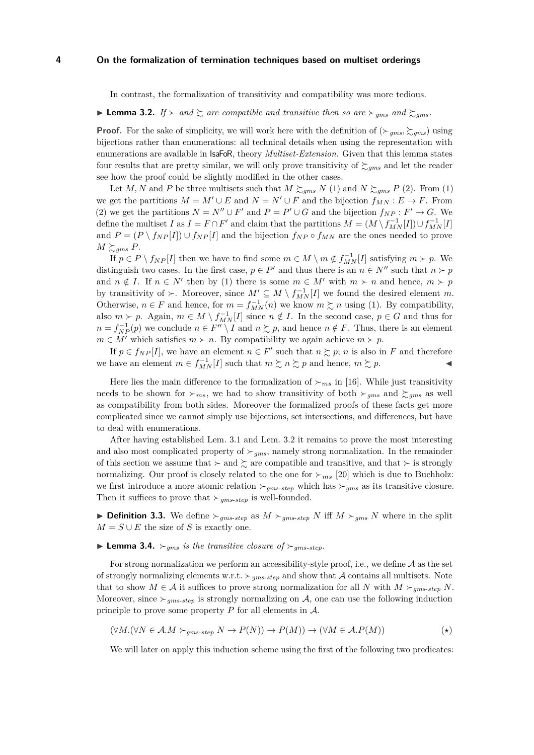In contrast, the formalization of transitivity and compatibility was more tedious.

▶ **Lemma 3.2.** *If $\succ$ and $\succsim$ are compatible and transitive then so are $\succ_{gms}$ and $\succsim_{gms}$.*

**Proof.** For the sake of simplicity, we will work here with the definition of $(\succ_{gms}, \succsim_{gms})$ using bijections rather than enumerations: all technical details when using the representation with enumerations are available in IsaFoR, theory *Multiset-Extension*. Given that this lemma states four results that are pretty similar, we will only prove transitivity of $\succsim_{gms}$ and let the reader see how the proof could be slightly modified in the other cases.

Let $M, N$ and $P$ be three multisets such that $M \succsim_{gms} N$ (1) and $N \succsim_{gms} P$ (2). From (1) we get the partitions $M = M' \cup E$ and $N = N' \cup F$ and the bijection $f_{MN} : E \to F$. From (2) we get the partitions $N = N'' \cup F'$ and $P = P' \cup G$ and the bijection $f_{NP} : F' \to G$. We define the multiset $I$ as $I = F \cap F'$ and claim that the partitions $M = (M \setminus f_{MN}^{-1}[I]) \cup f_{MN}^{-1}[I]$ and $P = (P \setminus f_{NP}[I]) \cup f_{NP}[I]$ and the bijection $f_{NP} \circ f_{MN}$ are the ones needed to prove $M \succsim_{gms} P$.

If $p \in P \setminus f_{NP}[I]$ then we have to find some $m \in M \setminus m \notin f_{MN}^{-1}[I]$ satisfying $m \succ p$. We distinguish two cases. In the first case, $p \in P'$ and thus there is an $n \in N''$ such that $n \succ p$ and $n \notin I$. If $n \in N'$ then by (1) there is some $m \in M'$ with $m \succ n$ and hence, $m \succ p$ by transitivity of $\succ$. Moreover, since $M' \subseteq M \setminus f_{MN}^{-1}[I]$ we found the desired element $m$. Otherwise, $n \in F$ and hence, for $m = f_{MN}^{-1}(n)$ we know $m \succsim n$ using (1). By compatibility, also $m \succ p$. Again, $m \in M \setminus f_{MN}^{-1}[I]$ since $n \notin I$. In the second case, $p \in G$ and thus for $n = f_{NP}^{-1}(p)$ we conclude $n \in F'' \setminus I$ and $n \succsim p$, and hence $n \notin F$. Thus, there is an element $m \in M'$ which satisfies $m \succ n$. By compatibility we again achieve $m \succ p$.

If $p \in f_{NP}[I]$, we have an element $n \in F'$ such that $n \succsim p$; $n$ is also in $F$ and therefore we have an element $m \in f_{MN}^{-1}[I]$ such that $m \succsim n \succsim p$ and hence, $m \succsim p$. ◀

Here lies the main difference to the formalization of $\succ_{ms}$ in [16]. While just transitivity needs to be shown for $\succ_{ms}$, we had to show transitivity of both $\succ_{gms}$ and $\succsim_{gms}$ as well as compatibility from both sides. Moreover the formalized proofs of these facts get more complicated since we cannot simply use bijections, set intersections, and differences, but have to deal with enumerations.

After having established Lem. 3.1 and Lem. 3.2 it remains to prove the most interesting and also most complicated property of $\succ_{gms}$, namely strong normalization. In the remainder of this section we assume that $\succ$ and $\succsim$ are compatible and transitive, and that $\succ$ is strongly normalizing. Our proof is closely related to the one for $\succ_{ms}$ [20] which is due to Buchholz: we first introduce a more atomic relation $\succ_{gms\text{-}step}$ which has $\succ_{gms}$ as its transitive closure. Then it suffices to prove that $\succ_{gms\text{-}step}$ is well-founded.

▶ **Definition 3.3.** We define $\succ_{gms\text{-}step}$ as $M \succ_{gms\text{-}step} N$ iff $M \succ_{gms} N$ where in the split $M = S \cup E$ the size of $S$ is exactly one.

▶ **Lemma 3.4.** *$\succ_{gms}$ is the transitive closure of $\succ_{gms\text{-}step}$.*

For strong normalization we perform an accessibility-style proof, i.e., we define $\mathcal{A}$ as the set of strongly normalizing elements w.r.t. $\succ_{gms\text{-}step}$ and show that $\mathcal{A}$ contains all multisets. Note that to show $M \in \mathcal{A}$ it suffices to prove strong normalization for all $N$ with $M \succ_{gms\text{-}step} N$. Moreover, since $\succ_{gms\text{-}step}$ is strongly normalizing on $\mathcal{A}$, one can use the following induction principle to prove some property $P$ for all elements in $\mathcal{A}$.

$$(\forall M.(\forall N \in \mathcal{A}.M \succ_{gms\text{-}step} N \to P(N)) \to P(M)) \to (\forall M \in \mathcal{A}.P(M)) \qquad (\star)$$

We will later on apply this induction scheme using the first of the following two predicates: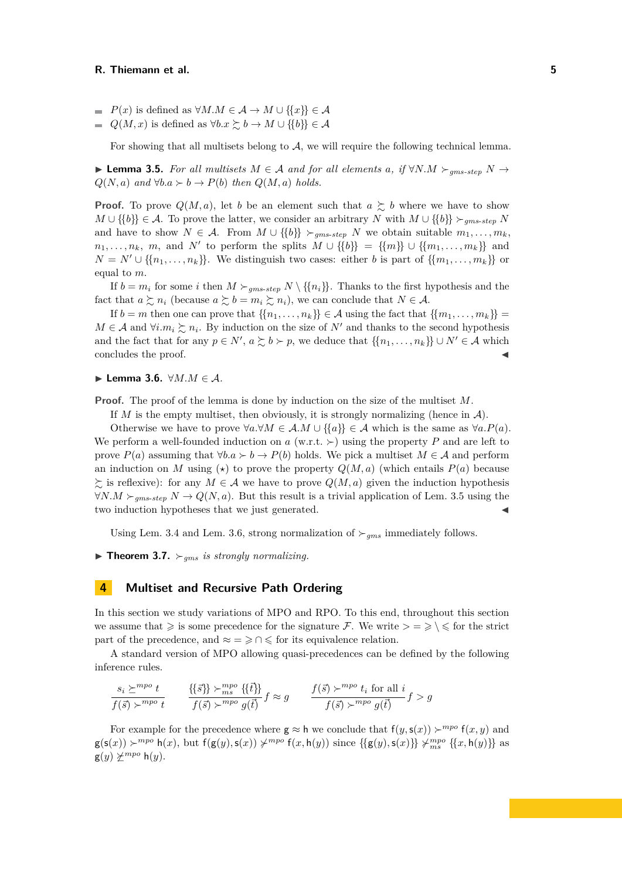- $P(x)$ is defined as $\forall M. M \in \mathcal{A} \rightarrow M \cup \{\{x\}\} \in \mathcal{A}$
- $Q(M, x)$ is defined as $\forall b. x \succsim b \rightarrow M \cup \{\{b\}\} \in \mathcal{A}$

For showing that all multisets belong to $\mathcal{A}$, we will require the following technical lemma.

▶ **Lemma 3.5.** *For all multisets $M \in \mathcal{A}$ and for all elements $a$, if $\forall N. M \succ_{gms\text{-}step} N \rightarrow Q(N, a)$ and $\forall b. a \succ b \rightarrow P(b)$ then $Q(M, a)$ holds.*

**Proof.** To prove $Q(M, a)$, let $b$ be an element such that $a \succsim b$ where we have to show $M \cup \{\{b\}\} \in \mathcal{A}$. To prove the latter, we consider an arbitrary $N$ with $M \cup \{\{b\}\} \succ_{gms\text{-}step} N$ and have to show $N \in \mathcal{A}$. From $M \cup \{\{b\}\} \succ_{gms\text{-}step} N$ we obtain suitable $m_1, \ldots, m_k$, $n_1, \ldots, n_k$, $m$, and $N'$ to perform the splits $M \cup \{\{b\}\} = \{\{m\}\} \cup \{\{m_1, \ldots, m_k\}\}$ and $N = N' \cup \{\{n_1, \ldots, n_k\}\}$. We distinguish two cases: either $b$ is part of $\{\{m_1, \ldots, m_k\}\}$ or equal to $m$.

If $b = m_i$ for some $i$ then $M \succ_{gms\text{-}step} N \setminus \{\{n_i\}\}$. Thanks to the first hypothesis and the fact that $a \succsim n_i$ (because $a \succsim b = m_i \succsim n_i$), we can conclude that $N \in \mathcal{A}$.

If $b = m$ then one can prove that $\{\{n_1, \ldots, n_k\}\} \in \mathcal{A}$ using the fact that $\{\{m_1, \ldots, m_k\}\} = M \in \mathcal{A}$ and $\forall i. m_i \succsim n_i$. By induction on the size of $N'$ and thanks to the second hypothesis and the fact that for any $p \in N'$, $a \succsim b \succ p$, we deduce that $\{\{n_1, \ldots, n_k\}\} \cup N' \in \mathcal{A}$ which concludes the proof. ◀

▶ **Lemma 3.6.** $\forall M. M \in \mathcal{A}$.

**Proof.** The proof of the lemma is done by induction on the size of the multiset $M$.

If $M$ is the empty multiset, then obviously, it is strongly normalizing (hence in $\mathcal{A}$).

Otherwise we have to prove $\forall a. \forall M \in \mathcal{A}. M \cup \{\{a\}\} \in \mathcal{A}$ which is the same as $\forall a. P(a)$. We perform a well-founded induction on $a$ (w.r.t. $\succ$) using the property $P$ and are left to prove $P(a)$ assuming that $\forall b. a \succ b \rightarrow P(b)$ holds. We pick a multiset $M \in \mathcal{A}$ and perform an induction on $M$ using ($\star$) to prove the property $Q(M, a)$ (which entails $P(a)$ because $\succsim$ is reflexive): for any $M \in \mathcal{A}$ we have to prove $Q(M, a)$ given the induction hypothesis $\forall N. M \succ_{gms\text{-}step} N \rightarrow Q(N, a)$. But this result is a trivial application of Lem. 3.5 using the two induction hypotheses that we just generated. ◀

Using Lem. 3.4 and Lem. 3.6, strong normalization of $\succ_{gms}$ immediately follows.

▶ **Theorem 3.7.** *$\succ_{gms}$ is strongly normalizing.*

## 4 Multiset and Recursive Path Ordering

In this section we study variations of MPO and RPO. To this end, throughout this section we assume that $\geqslant$ is some precedence for the signature $\mathcal{F}$. We write $> = \geqslant \setminus \leqslant$ for the strict part of the precedence, and $\approx = \geqslant \cap \leqslant$ for its equivalence relation.

A standard version of MPO allowing quasi-precedences can be defined by the following inference rules.

$$\frac{s_i \succeq^{mpo} t}{f(\vec{s}) \succ^{mpo} t} \qquad \frac{\{\{\vec{s}\}\} \succ^{mpo}_{ms} \{\{\vec{t}\}\}}{f(\vec{s}) \succ^{mpo} g(\vec{t})} f \approx g \qquad \frac{f(\vec{s}) \succ^{mpo} t_i \text{ for all } i}{f(\vec{s}) \succ^{mpo} g(\vec{t})} f > g$$

For example for the precedence where $\mathsf{g} \approx \mathsf{h}$ we conclude that $\mathsf{f}(y, \mathsf{s}(x)) \succ^{mpo} \mathsf{f}(x, y)$ and $\mathsf{g}(\mathsf{s}(x)) \succ^{mpo} \mathsf{h}(x)$, but $\mathsf{f}(\mathsf{g}(y), \mathsf{s}(x)) \not\succ^{mpo} \mathsf{f}(x, \mathsf{h}(y))$ since $\{\{\mathsf{g}(y), \mathsf{s}(x)\}\} \not\succ^{mpo}_{ms} \{\{x, \mathsf{h}(y)\}\}$ as $\mathsf{g}(y) \not\succeq^{mpo} \mathsf{h}(y)$.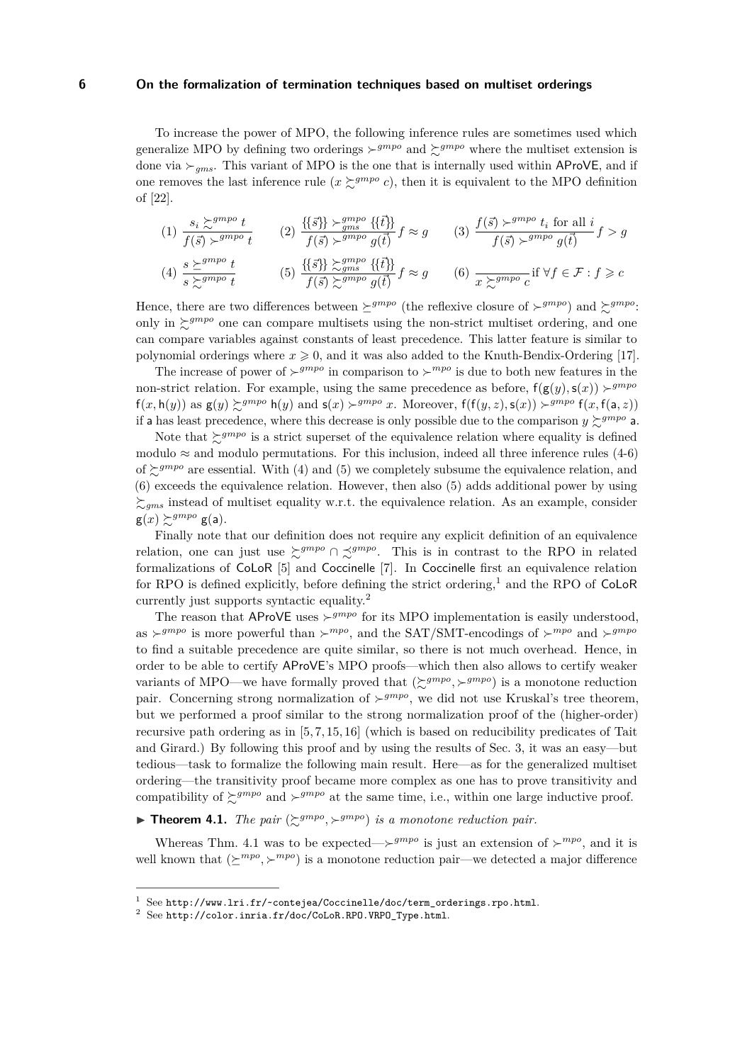To increase the power of MPO, the following inference rules are sometimes used which generalize MPO by defining two orderings $\succ^{gmpo}$ and $\succsim^{gmpo}$ where the multiset extension is done via $\succ_{gms}$. This variant of MPO is the one that is internally used within AProVE, and if one removes the last inference rule ($x \succsim^{gmpo} c$), then it is equivalent to the MPO definition of [22].

$$(1)\ \frac{s_i \succsim^{gmpo} t}{f(\vec{s}) \succ^{gmpo} t} \qquad (2)\ \frac{\{\{\vec{s}\}\} \succ^{gmpo}_{gms} \{\{\vec{t}\}\}}{f(\vec{s}) \succ^{gmpo} g(\vec{t})}\, f \approx g \qquad (3)\ \frac{f(\vec{s}) \succ^{gmpo} t_i \text{ for all } i}{f(\vec{s}) \succ^{gmpo} g(\vec{t})}\, f > g$$

$$(4)\ \frac{s \succeq^{gmpo} t}{s \succsim^{gmpo} t} \qquad (5)\ \frac{\{\{\vec{s}\}\} \succsim^{gmpo}_{gms} \{\{\vec{t}\}\}}{f(\vec{s}) \succsim^{gmpo} g(\vec{t})}\, f \approx g \qquad (6)\ \frac{}{x \succsim^{gmpo} c} \text{if } \forall f \in \mathcal{F} : f \geqslant c$$

Hence, there are two differences between $\succeq^{gmpo}$ (the reflexive closure of $\succ^{gmpo}$) and $\succsim^{gmpo}$: only in $\succsim^{gmpo}$ one can compare multisets using the non-strict multiset ordering, and one can compare variables against constants of least precedence. This latter feature is similar to polynomial orderings where $x \geqslant 0$, and it was also added to the Knuth-Bendix-Ordering [17].

The increase of power of $\succ^{gmpo}$ in comparison to $\succ^{mpo}$ is due to both new features in the non-strict relation. For example, using the same precedence as before, $\mathsf{f}(\mathsf{g}(y), \mathsf{s}(x)) \succ^{gmpo} \mathsf{f}(x, \mathsf{h}(y))$ as $\mathsf{g}(y) \succsim^{gmpo} \mathsf{h}(y)$ and $\mathsf{s}(x) \succ^{gmpo} x$. Moreover, $\mathsf{f}(\mathsf{f}(y, z), \mathsf{s}(x)) \succ^{gmpo} \mathsf{f}(x, \mathsf{f}(\mathsf{a}, z))$ if $\mathsf{a}$ has least precedence, where this decrease is only possible due to the comparison $y \succsim^{gmpo} \mathsf{a}$.

Note that $\succsim^{gmpo}$ is a strict superset of the equivalence relation where equality is defined modulo $\approx$ and modulo permutations. For this inclusion, indeed all three inference rules (4-6) of $\succsim^{gmpo}$ are essential. With (4) and (5) we completely subsume the equivalence relation, and (6) exceeds the equivalence relation. However, then also (5) adds additional power by using $\succsim_{gms}$ instead of multiset equality w.r.t. the equivalence relation. As an example, consider $\mathsf{g}(x) \succsim^{gmpo} \mathsf{g}(\mathsf{a})$.

Finally note that our definition does not require any explicit definition of an equivalence relation, one can just use $\succsim^{gmpo} \cap \precsim^{gmpo}$. This is in contrast to the RPO in related formalizations of CoLoR [5] and Coccinelle [7]. In Coccinelle first an equivalence relation for RPO is defined explicitly, before defining the strict ordering,[1] and the RPO of CoLoR currently just supports syntactic equality.[2]

The reason that AProVE uses $\succ^{gmpo}$ for its MPO implementation is easily understood, as $\succ^{gmpo}$ is more powerful than $\succ^{mpo}$, and the SAT/SMT-encodings of $\succ^{mpo}$ and $\succ^{gmpo}$ to find a suitable precedence are quite similar, so there is not much overhead. Hence, in order to be able to certify AProVE's MPO proofs—which then also allows to certify weaker variants of MPO—we have formally proved that $(\succsim^{gmpo}, \succ^{gmpo})$ is a monotone reduction pair. Concerning strong normalization of $\succ^{gmpo}$, we did not use Kruskal's tree theorem, but we performed a proof similar to the strong normalization proof of the (higher-order) recursive path ordering as in [5, 7, 15, 16] (which is based on reducibility predicates of Tait and Girard.) By following this proof and by using the results of Sec. 3, it was an easy—but tedious—task to formalize the following main result. Here—as for the generalized multiset ordering—the transitivity proof became more complex as one has to prove transitivity and compatibility of $\succsim^{gmpo}$ and $\succ^{gmpo}$ at the same time, i.e., within one large inductive proof.

▶ **Theorem 4.1.** *The pair $(\succsim^{gmpo}, \succ^{gmpo})$ is a monotone reduction pair.*

Whereas Thm. 4.1 was to be expected—$\succ^{gmpo}$ is just an extension of $\succ^{mpo}$, and it is well known that $(\succeq^{mpo}, \succ^{mpo})$ is a monotone reduction pair—we detected a major difference

[1] See http://www.lri.fr/~contejea/Coccinelle/doc/term_orderings.rpo.html.

[2] See http://color.inria.fr/doc/CoLoR.RPO.VRPO_Type.html.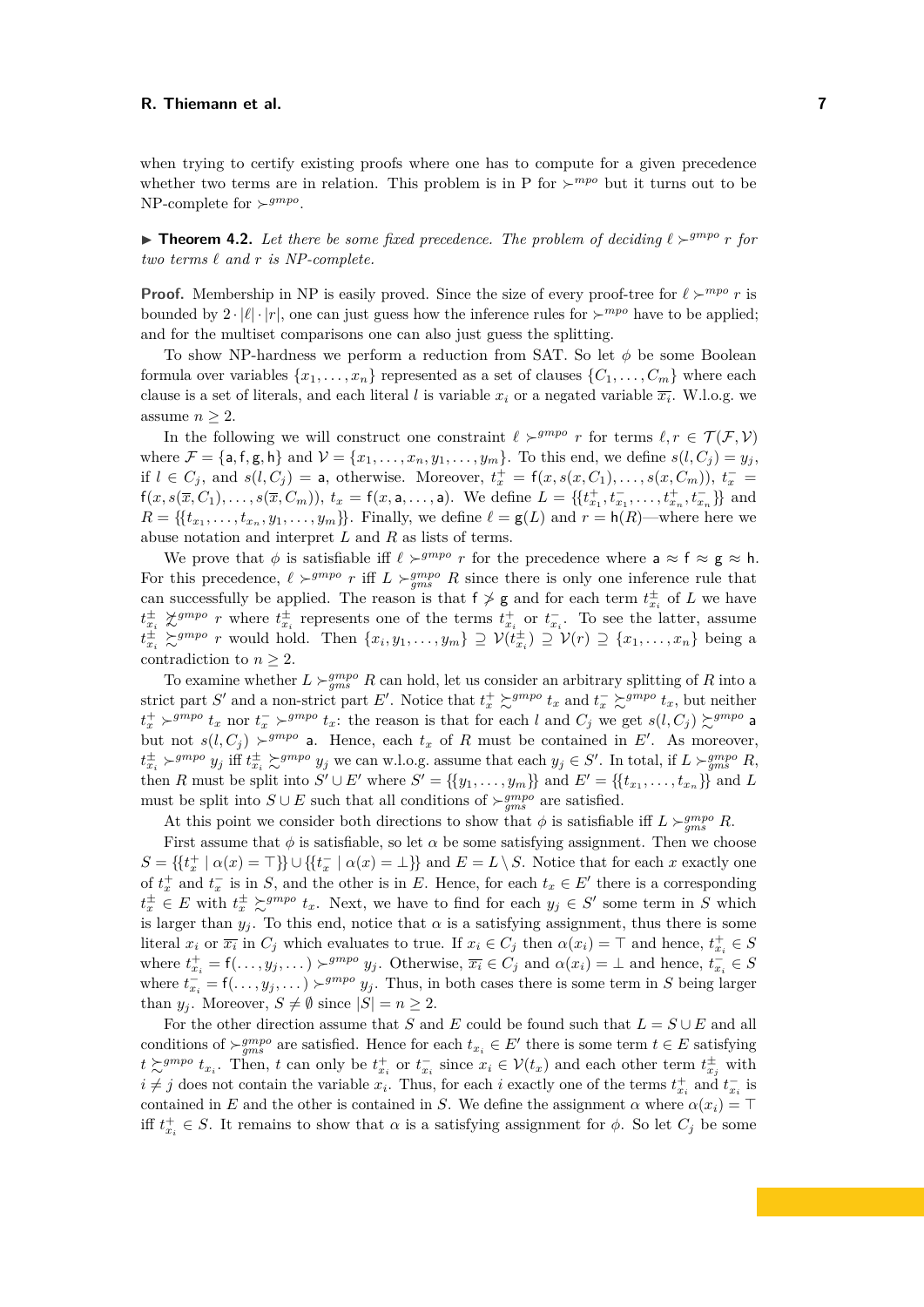when trying to certify existing proofs where one has to compute for a given precedence whether two terms are in relation. This problem is in P for $\succ^{mpo}$ but it turns out to be NP-complete for $\succ^{gmpo}$.

▶ **Theorem 4.2.** *Let there be some fixed precedence. The problem of deciding $\ell \succ^{gmpo} r$ for two terms $\ell$ and $r$ is NP-complete.*

**Proof.** Membership in NP is easily proved. Since the size of every proof-tree for $\ell \succ^{mpo} r$ is bounded by $2 \cdot |\ell| \cdot |r|$, one can just guess how the inference rules for $\succ^{mpo}$ have to be applied; and for the multiset comparisons one can also just guess the splitting.

To show NP-hardness we perform a reduction from SAT. So let $\phi$ be some Boolean formula over variables $\{x_1, \ldots, x_n\}$ represented as a set of clauses $\{C_1, \ldots, C_m\}$ where each clause is a set of literals, and each literal $l$ is variable $x_i$ or a negated variable $\overline{x_i}$. W.l.o.g. we assume $n \geq 2$.

In the following we will construct one constraint $\ell \succ^{gmpo} r$ for terms $\ell, r \in \mathcal{T}(\mathcal{F}, \mathcal{V})$ where $\mathcal{F} = \{\mathsf{a}, \mathsf{f}, \mathsf{g}, \mathsf{h}\}$ and $\mathcal{V} = \{x_1, \ldots, x_n, y_1, \ldots, y_m\}$. To this end, we define $s(l, C_j) = y_j$, if $l \in C_j$, and $s(l, C_j) = \mathsf{a}$, otherwise. Moreover, $t^+_x = \mathsf{f}(x, s(x, C_1), \ldots, s(x, C_m))$, $t^-_x = \mathsf{f}(x, s(\overline{x}, C_1), \ldots, s(\overline{x}, C_m))$, $t_x = \mathsf{f}(x, \mathsf{a}, \ldots, \mathsf{a})$. We define $L = \{\{t^+_{x_1}, t^-_{x_1}, \ldots, t^+_{x_n}, t^-_{x_n}\}\}$ and $R = \{\{t_{x_1}, \ldots, t_{x_n}, y_1, \ldots, y_m\}\}$. Finally, we define $\ell = \mathsf{g}(L)$ and $r = \mathsf{h}(R)$—where here we abuse notation and interpret $L$ and $R$ as lists of terms.

We prove that $\phi$ is satisfiable iff $\ell \succ^{gmpo} r$ for the precedence where $\mathsf{a} \approx \mathsf{f} \approx \mathsf{g} \approx \mathsf{h}$. For this precedence, $\ell \succ^{gmpo} r$ iff $L \succ^{gmpo}_{gms} R$ since there is only one inference rule that can successfully be applied. The reason is that $\mathsf{f} \not\succ \mathsf{g}$ and for each term $t^\pm_{x_i}$ of $L$ we have $t^\pm_{x_i} \not\succsim^{gmpo} r$ where $t^\pm_{x_i}$ represents one of the terms $t^+_{x_i}$ or $t^-_{x_i}$. To see the latter, assume $t^\pm_{x_i} \succsim^{gmpo} r$ would hold. Then $\{x_i, y_1, \ldots, y_m\} \supseteq \mathcal{V}(t^\pm_{x_i}) \supseteq \mathcal{V}(r) \supseteq \{x_1, \ldots, x_n\}$ being a contradiction to $n \geq 2$.

To examine whether $L \succ^{gmpo}_{gms} R$ can hold, let us consider an arbitrary splitting of $R$ into a strict part $S'$ and a non-strict part $E'$. Notice that $t^+_x \succsim^{gmpo} t_x$ and $t^-_x \succsim^{gmpo} t_x$, but neither $t^+_x \succ^{gmpo} t_x$ nor $t^-_x \succ^{gmpo} t_x$: the reason is that for each $l$ and $C_j$ we get $s(l, C_j) \succsim^{gmpo} \mathsf{a}$ but not $s(l, C_j) \succ^{gmpo} \mathsf{a}$. Hence, each $t_x$ of $R$ must be contained in $E'$. As moreover, $t^\pm_{x_i} \succ^{gmpo} y_j$ iff $t^\pm_{x_i} \succsim^{gmpo} y_j$ we can w.l.o.g. assume that each $y_j \in S'$. In total, if $L \succ^{gmpo}_{gms} R$, then $R$ must be split into $S' \cup E'$ where $S' = \{\{y_1, \ldots, y_m\}\}$ and $E' = \{\{t_{x_1}, \ldots, t_{x_n}\}\}$ and $L$ must be split into $S \cup E$ such that all conditions of $\succ^{gmpo}_{gms}$ are satisfied.

At this point we consider both directions to show that $\phi$ is satisfiable iff $L \succ^{gmpo}_{gms} R$.

First assume that $\phi$ is satisfiable, so let $\alpha$ be some satisfying assignment. Then we choose $S = \{\{t^+_x \mid \alpha(x) = \top\}\} \cup \{\{t^-_x \mid \alpha(x) = \bot\}\}$ and $E = L \setminus S$. Notice that for each $x$ exactly one of $t^+_x$ and $t^-_x$ is in $S$, and the other is in $E$. Hence, for each $t_x \in E'$ there is a corresponding $t^\pm_x \in E$ with $t^\pm_x \succsim^{gmpo} t_x$. Next, we have to find for each $y_j \in S'$ some term in $S$ which is larger than $y_j$. To this end, notice that $\alpha$ is a satisfying assignment, thus there is some literal $x_i$ or $\overline{x_i}$ in $C_j$ which evaluates to true. If $x_i \in C_j$ then $\alpha(x_i) = \top$ and hence, $t^+_{x_i} \in S$ where $t^+_{x_i} = \mathsf{f}(\ldots, y_j, \ldots) \succ^{gmpo} y_j$. Otherwise, $\overline{x_i} \in C_j$ and $\alpha(x_i) = \bot$ and hence, $t^-_{x_i} \in S$ where $t^-_{x_i} = \mathsf{f}(\ldots, y_j, \ldots) \succ^{gmpo} y_j$. Thus, in both cases there is some term in $S$ being larger than $y_j$. Moreover, $S \neq \emptyset$ since $|S| = n \geq 2$.

For the other direction assume that $S$ and $E$ could be found such that $L = S \cup E$ and all conditions of $\succ^{gmpo}_{gms}$ are satisfied. Hence for each $t_{x_i} \in E'$ there is some term $t \in E$ satisfying $t \succsim^{gmpo} t_{x_i}$. Then, $t$ can only be $t^+_{x_i}$ or $t^-_{x_i}$ since $x_i \in \mathcal{V}(t_x)$ and each other term $t^\pm_{x_j}$ with $i \neq j$ does not contain the variable $x_i$. Thus, for each $i$ exactly one of the terms $t^+_{x_i}$ and $t^-_{x_i}$ is contained in $E$ and the other is contained in $S$. We define the assignment $\alpha$ where $\alpha(x_i) = \top$ iff $t^+_{x_i} \in S$. It remains to show that $\alpha$ is a satisfying assignment for $\phi$. So let $C_j$ be some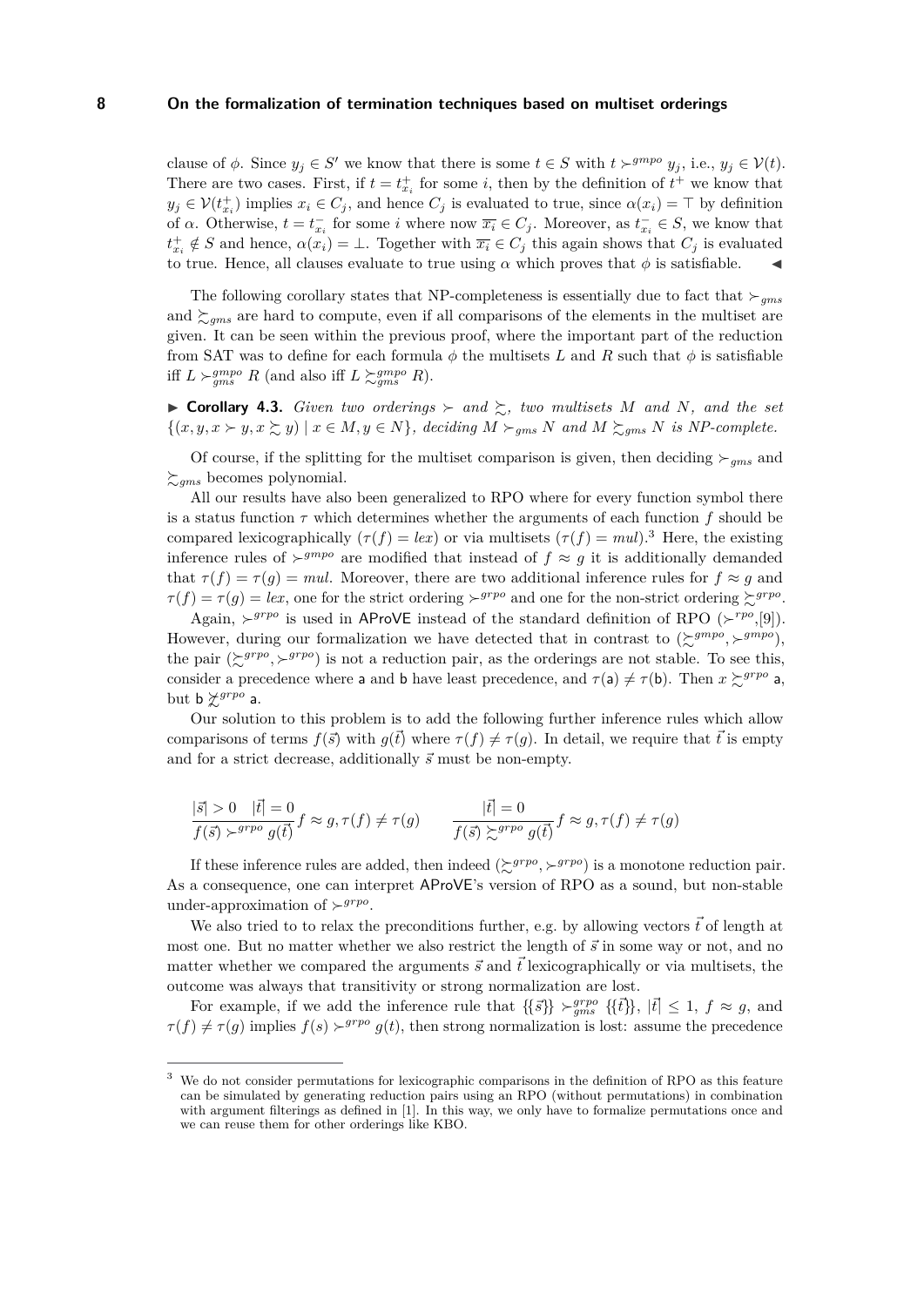clause of $\phi$. Since $y_j \in S'$ we know that there is some $t \in S$ with $t \succ^{gmpo} y_j$, i.e., $y_j \in \mathcal{V}(t)$. There are two cases. First, if $t = t^+_{x_i}$ for some $i$, then by the definition of $t^+$ we know that $y_j \in \mathcal{V}(t^+_{x_i})$ implies $x_i \in C_j$, and hence $C_j$ is evaluated to true, since $\alpha(x_i) = \top$ by definition of $\alpha$. Otherwise, $t = t^-_{x_i}$ for some $i$ where now $\overline{x_i} \in C_j$. Moreover, as $t^-_{x_i} \in S$, we know that $t^+_{x_i} \notin S$ and hence, $\alpha(x_i) = \bot$. Together with $\overline{x_i} \in C_j$ this again shows that $C_j$ is evaluated to true. Hence, all clauses evaluate to true using $\alpha$ which proves that $\phi$ is satisfiable. ◀

The following corollary states that NP-completeness is essentially due to fact that $\succ_{gms}$ and $\succsim_{gms}$ are hard to compute, even if all comparisons of the elements in the multiset are given. It can be seen within the previous proof, where the important part of the reduction from SAT was to define for each formula $\phi$ the multisets $L$ and $R$ such that $\phi$ is satisfiable iff $L \succ^{gmpo}_{gms} R$ (and also iff $L \succsim^{gmpo}_{gms} R$).

▶ **Corollary 4.3.** *Given two orderings $\succ$ and $\succsim$, two multisets $M$ and $N$, and the set $\{(x, y, x \succ y, x \succsim y) \mid x \in M, y \in N\}$, deciding $M \succ_{gms} N$ and $M \succsim_{gms} N$ is NP-complete.*

Of course, if the splitting for the multiset comparison is given, then deciding $\succ_{gms}$ and $\succsim_{gms}$ becomes polynomial.

All our results have also been generalized to RPO where for every function symbol there is a status function $\tau$ which determines whether the arguments of each function $f$ should be compared lexicographically ($\tau(f) = lex$) or via multisets ($\tau(f) = mul$).[3] Here, the existing inference rules of $\succ^{gmpo}$ are modified that instead of $f \approx g$ it is additionally demanded that $\tau(f) = \tau(g) = mul$. Moreover, there are two additional inference rules for $f \approx g$ and $\tau(f) = \tau(g) = lex$, one for the strict ordering $\succ^{grpo}$ and one for the non-strict ordering $\succsim^{grpo}$.

Again, $\succ^{grpo}$ is used in AProVE instead of the standard definition of RPO ($\succ^{rpo}$,[9]). However, during our formalization we have detected that in contrast to $(\succsim^{gmpo}, \succ^{gmpo})$, the pair $(\succsim^{grpo}, \succ^{grpo})$ is not a reduction pair, as the orderings are not stable. To see this, consider a precedence where $\mathsf{a}$ and $\mathsf{b}$ have least precedence, and $\tau(\mathsf{a}) \neq \tau(\mathsf{b})$. Then $x \succsim^{grpo} \mathsf{a}$, but $\mathsf{b} \not\succsim^{grpo} \mathsf{a}$.

Our solution to this problem is to add the following further inference rules which allow comparisons of terms $f(\vec{s})$ with $g(\vec{t})$ where $\tau(f) \neq \tau(g)$. In detail, we require that $\vec{t}$ is empty and for a strict decrease, additionally $\vec{s}$ must be non-empty.

$$\frac{|\vec{s}| > 0 \quad |\vec{t}| = 0}{f(\vec{s}) \succ^{grpo} g(\vec{t})} f \approx g, \tau(f) \neq \tau(g) \qquad \frac{|\vec{t}| = 0}{f(\vec{s}) \succsim^{grpo} g(\vec{t})} f \approx g, \tau(f) \neq \tau(g)$$

If these inference rules are added, then indeed $(\succsim^{grpo}, \succ^{grpo})$ is a monotone reduction pair. As a consequence, one can interpret AProVE's version of RPO as a sound, but non-stable under-approximation of $\succ^{grpo}$.

We also tried to to relax the preconditions further, e.g. by allowing vectors $\vec{t}$ of length at most one. But no matter whether we also restrict the length of $\vec{s}$ in some way or not, and no matter whether we compared the arguments $\vec{s}$ and $\vec{t}$ lexicographically or via multisets, the outcome was always that transitivity or strong normalization are lost.

For example, if we add the inference rule that $\{\{\vec{s}\}\} \succ^{grpo}_{gms} \{\{\vec{t}\}\}$, $|\vec{t}| \leq 1$, $f \approx g$, and $\tau(f) \neq \tau(g)$ implies $f(s) \succ^{grpo} g(t)$, then strong normalization is lost: assume the precedence

[3] We do not consider permutations for lexicographic comparisons in the definition of RPO as this feature can be simulated by generating reduction pairs using an RPO (without permutations) in combination with argument filterings as defined in [1]. In this way, we only have to formalize permutations once and we can reuse them for other orderings like KBO.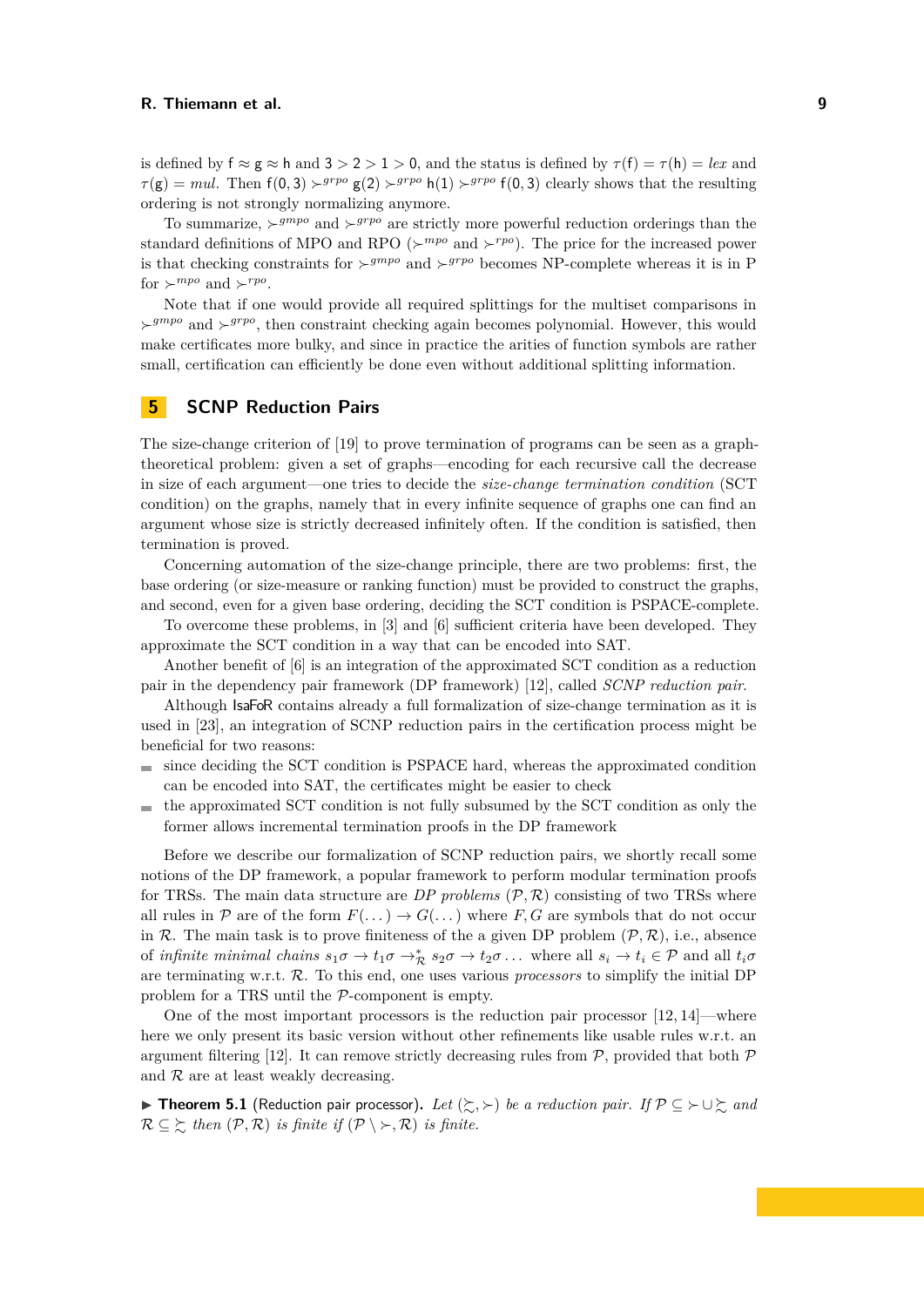is defined by $\mathsf{f} \approx \mathsf{g} \approx \mathsf{h}$ and $3 > 2 > 1 > 0$, and the status is defined by $\tau(\mathsf{f}) = \tau(\mathsf{h}) = \mathit{lex}$ and $\tau(\mathsf{g}) = \mathit{mul}$. Then $\mathsf{f}(0,3) \succ^{grpo} \mathsf{g}(2) \succ^{grpo} \mathsf{h}(1) \succ^{grpo} \mathsf{f}(0,3)$ clearly shows that the resulting ordering is not strongly normalizing anymore.

To summarize, $\succ^{gmpo}$ and $\succ^{grpo}$ are strictly more powerful reduction orderings than the standard definitions of MPO and RPO ($\succ^{mpo}$ and $\succ^{rpo}$). The price for the increased power is that checking constraints for $\succ^{gmpo}$ and $\succ^{grpo}$ becomes NP-complete whereas it is in P for $\succ^{mpo}$ and $\succ^{rpo}$.

Note that if one would provide all required splittings for the multiset comparisons in $\succ^{gmpo}$ and $\succ^{grpo}$, then constraint checking again becomes polynomial. However, this would make certificates more bulky, and since in practice the arities of function symbols are rather small, certification can efficiently be done even without additional splitting information.

## 5 SCNP Reduction Pairs

The size-change criterion of [19] to prove termination of programs can be seen as a graph-theoretical problem: given a set of graphs—encoding for each recursive call the decrease in size of each argument—one tries to decide the *size-change termination condition* (SCT condition) on the graphs, namely that in every infinite sequence of graphs one can find an argument whose size is strictly decreased infinitely often. If the condition is satisfied, then termination is proved.

Concerning automation of the size-change principle, there are two problems: first, the base ordering (or size-measure or ranking function) must be provided to construct the graphs, and second, even for a given base ordering, deciding the SCT condition is PSPACE-complete.

To overcome these problems, in [3] and [6] sufficient criteria have been developed. They approximate the SCT condition in a way that can be encoded into SAT.

Another benefit of [6] is an integration of the approximated SCT condition as a reduction pair in the dependency pair framework (DP framework) [12], called *SCNP reduction pair*.

Although IsaFoR contains already a full formalization of size-change termination as it is used in [23], an integration of SCNP reduction pairs in the certification process might be beneficial for two reasons:

- since deciding the SCT condition is PSPACE hard, whereas the approximated condition can be encoded into SAT, the certificates might be easier to check
- the approximated SCT condition is not fully subsumed by the SCT condition as only the former allows incremental termination proofs in the DP framework

Before we describe our formalization of SCNP reduction pairs, we shortly recall some notions of the DP framework, a popular framework to perform modular termination proofs for TRSs. The main data structure are *DP problems* $(\mathcal{P}, \mathcal{R})$ consisting of two TRSs where all rules in $\mathcal{P}$ are of the form $F(\dots) \to G(\dots)$ where $F, G$ are symbols that do not occur in $\mathcal{R}$. The main task is to prove finiteness of the a given DP problem $(\mathcal{P}, \mathcal{R})$, i.e., absence of *infinite minimal chains* $s_1\sigma \to t_1\sigma \to_{\mathcal{R}}^* s_2\sigma \to t_2\sigma \dots$ where all $s_i \to t_i \in \mathcal{P}$ and all $t_i\sigma$ are terminating w.r.t. $\mathcal{R}$. To this end, one uses various *processors* to simplify the initial DP problem for a TRS until the $\mathcal{P}$-component is empty.

One of the most important processors is the reduction pair processor [12, 14]—where here we only present its basic version without other refinements like usable rules w.r.t. an argument filtering [12]. It can remove strictly decreasing rules from $\mathcal{P}$, provided that both $\mathcal{P}$ and $\mathcal{R}$ are at least weakly decreasing.

▶ **Theorem 5.1** (Reduction pair processor). *Let $(\succsim, \succ)$ be a reduction pair. If $\mathcal{P} \subseteq \succ \cup \succsim$ and $\mathcal{R} \subseteq \succsim$ then $(\mathcal{P}, \mathcal{R})$ is finite if $(\mathcal{P} \setminus \succ, \mathcal{R})$ is finite.*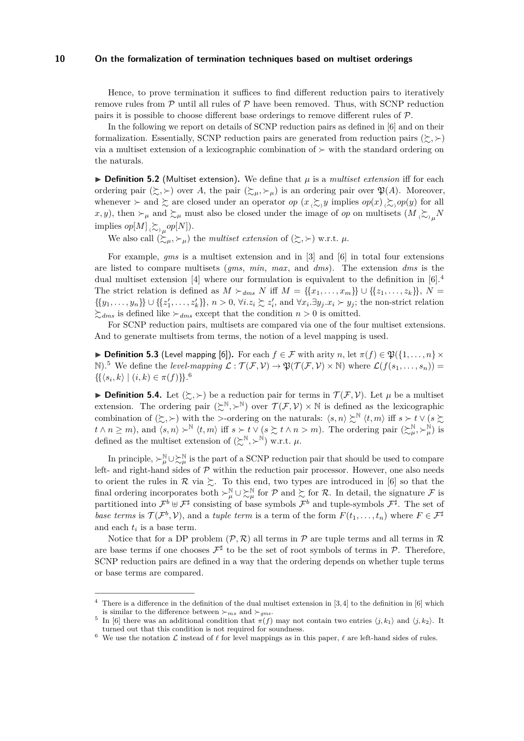Hence, to prove termination it suffices to find different reduction pairs to iteratively remove rules from $\mathcal{P}$ until all rules of $\mathcal{P}$ have been removed. Thus, with SCNP reduction pairs it is possible to choose different base orderings to remove different rules of $\mathcal{P}$.

In the following we report on details of SCNP reduction pairs as defined in [6] and on their formalization. Essentially, SCNP reduction pairs are generated from reduction pairs $(\succsim, \succ)$ via a multiset extension of a lexicographic combination of $\succ$ with the standard ordering on the naturals.

▶ **Definition 5.2** (Multiset extension). We define that $\mu$ is a *multiset extension* iff for each ordering pair $(\succsim, \succ)$ over $A$, the pair $(\succsim_\mu, \succ_\mu)$ is an ordering pair over $\mathfrak{P}(A)$. Moreover, whenever $\succ$ and $\succsim$ are closed under an operator $op$ ($x \mathrel{_{(}\succsim_{)}} y$ implies $op(x) \mathrel{_{(}\succsim_{)}} op(y)$ for all $x, y$), then $\succ_\mu$ and $\succsim_\mu$ must also be closed under the image of $op$ on multisets ($M \mathrel{_{(}\succsim_{)}}_\mu N$ implies $op[M] \mathrel{_{(}\succsim_{)}}_\mu op[N]$).

We also call $(\succsim_\mu, \succ_\mu)$ the *multiset extension* of $(\succsim, \succ)$ w.r.t. $\mu$.

For example, *gms* is a multiset extension and in [3] and [6] in total four extensions are listed to compare multisets (*gms*, *min*, *max*, and *dms*). The extension *dms* is the dual multiset extension [4] where our formulation is equivalent to the definition in [6].[4] The strict relation is defined as $M \succ_{dms} N$ iff $M = \{\{x_1, \dots, x_m\}\} \cup \{\{z_1, \dots, z_k\}\}$, $N = \{\{y_1, \dots, y_n\}\} \cup \{\{z'_1, \dots, z'_k\}\}$, $n > 0$, $\forall i. z_i \succsim z'_i$, and $\forall x_i. \exists y_j. x_i \succ y_j$; the non-strict relation $\succsim_{dms}$ is defined like $\succ_{dms}$ except that the condition $n > 0$ is omitted.

For SCNP reduction pairs, multisets are compared via one of the four multiset extensions. And to generate multisets from terms, the notion of a level mapping is used.

▶ **Definition 5.3** (Level mapping [6]). For each $f \in \mathcal{F}$ with arity $n$, let $\pi(f) \in \mathfrak{P}(\{1, \dots, n\} \times \mathbb{N})$.[5] We define the *level-mapping* $\mathcal{L} : \mathcal{T}(\mathcal{F}, \mathcal{V}) \to \mathfrak{P}(\mathcal{T}(\mathcal{F}, \mathcal{V}) \times \mathbb{N})$ where $\mathcal{L}(f(s_1, \dots, s_n)) = \{\{\langle s_i, k\rangle \mid (i, k) \in \pi(f)\}\}$.[6]

▶ **Definition 5.4.** Let $(\succsim, \succ)$ be a reduction pair for terms in $\mathcal{T}(\mathcal{F}, \mathcal{V})$. Let $\mu$ be a multiset extension. The ordering pair $(\succsim^{\mathbb{N}}, \succ^{\mathbb{N}})$ over $\mathcal{T}(\mathcal{F}, \mathcal{V}) \times \mathbb{N}$ is defined as the lexicographic combination of $(\succsim, \succ)$ with the $>$-ordering on the naturals: $\langle s, n\rangle \succsim^{\mathbb{N}} \langle t, m\rangle$ iff $s \succ t \vee (s \succsim t \wedge n \geq m)$, and $\langle s, n\rangle \succ^{\mathbb{N}} \langle t, m\rangle$ iff $s \succ t \vee (s \succsim t \wedge n > m)$. The ordering pair $(\succsim^{\mathbb{N}}_\mu, \succ^{\mathbb{N}}_\mu)$ is defined as the multiset extension of $(\succsim^{\mathbb{N}}, \succ^{\mathbb{N}})$ w.r.t. $\mu$.

In principle, $\succ^{\mathbb{N}}_\mu \cup \succsim^{\mathbb{N}}_\mu$ is the part of a SCNP reduction pair that should be used to compare left- and right-hand sides of $\mathcal{P}$ within the reduction pair processor. However, one also needs to orient the rules in $\mathcal{R}$ via $\succsim$. To this end, two types are introduced in [6] so that the final ordering incorporates both $\succ^{\mathbb{N}}_\mu \cup \succsim^{\mathbb{N}}_\mu$ for $\mathcal{P}$ and $\succsim$ for $\mathcal{R}$. In detail, the signature $\mathcal{F}$ is partitioned into $\mathcal{F}^\flat \uplus \mathcal{F}^\sharp$ consisting of base symbols $\mathcal{F}^\flat$ and tuple-symbols $\mathcal{F}^\sharp$. The set of *base terms* is $\mathcal{T}(\mathcal{F}^\flat, \mathcal{V})$, and a *tuple term* is a term of the form $F(t_1, \dots, t_n)$ where $F \in \mathcal{F}^\sharp$ and each $t_i$ is a base term.

Notice that for a DP problem $(\mathcal{P}, \mathcal{R})$ all terms in $\mathcal{P}$ are tuple terms and all terms in $\mathcal{R}$ are base terms if one chooses $\mathcal{F}^\sharp$ to be the set of root symbols of terms in $\mathcal{P}$. Therefore, SCNP reduction pairs are defined in a way that the ordering depends on whether tuple terms or base terms are compared.

---

[4] There is a difference in the definition of the dual multiset extension in [3,4] to the definition in [6] which is similar to the difference between $\succ_{ms}$ and $\succ_{gms}$.

[5] In [6] there was an additional condition that $\pi(f)$ may not contain two entries $\langle j, k_1\rangle$ and $\langle j, k_2\rangle$. It turned out that this condition is not required for soundness.

[6] We use the notation $\mathcal{L}$ instead of $\ell$ for level mappings as in this paper, $\ell$ are left-hand sides of rules.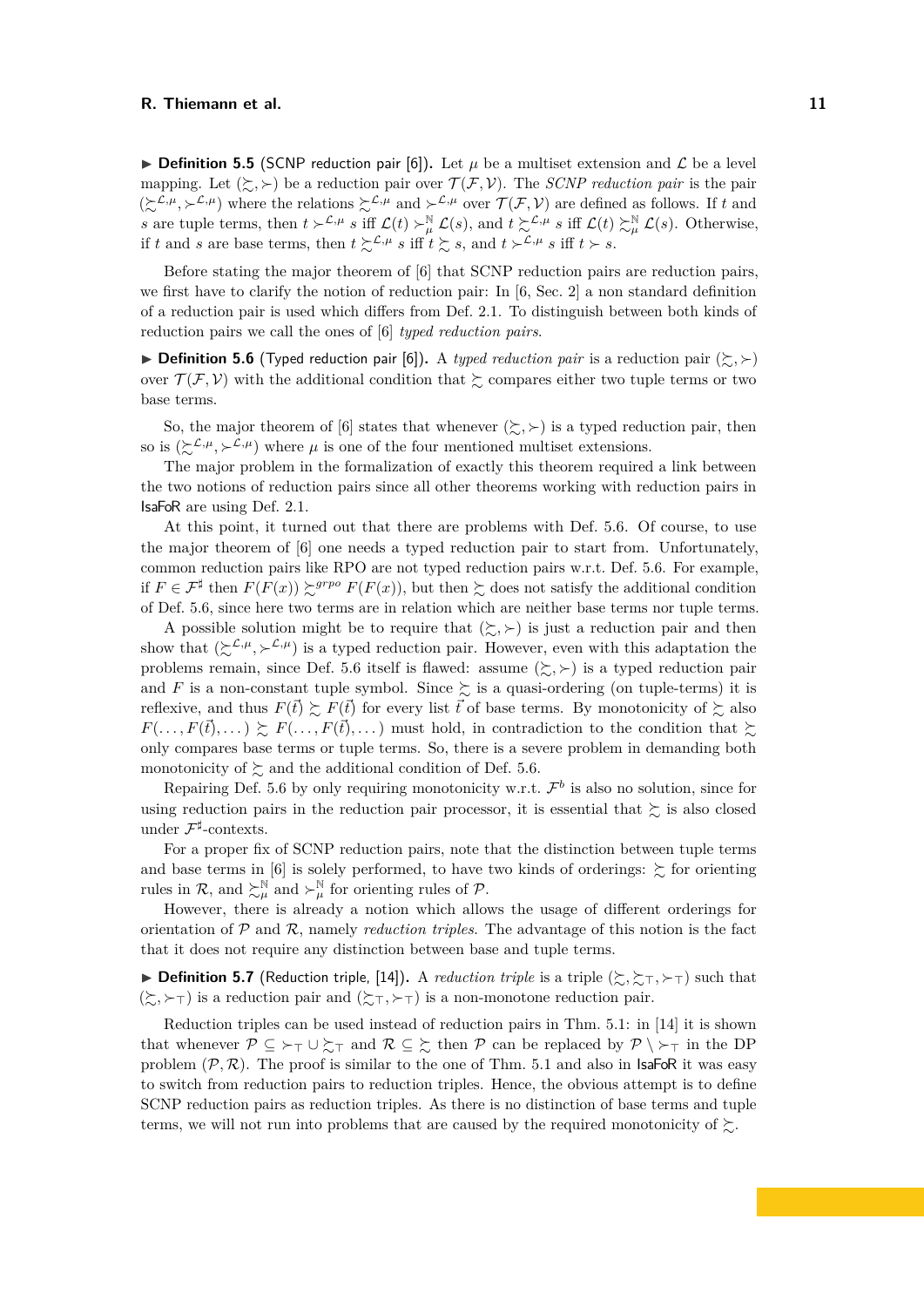▶ **Definition 5.5** (SCNP reduction pair [6]). Let $\mu$ be a multiset extension and $\mathcal{L}$ be a level mapping. Let $(\succsim, \succ)$ be a reduction pair over $\mathcal{T}(\mathcal{F}, \mathcal{V})$. The *SCNP reduction pair* is the pair $(\succsim^{\mathcal{L},\mu}, \succ^{\mathcal{L},\mu})$ where the relations $\succsim^{\mathcal{L},\mu}$ and $\succ^{\mathcal{L},\mu}$ over $\mathcal{T}(\mathcal{F}, \mathcal{V})$ are defined as follows. If $t$ and $s$ are tuple terms, then $t \succ^{\mathcal{L},\mu} s$ iff $\mathcal{L}(t) \succ_\mu^{\mathbb{N}} \mathcal{L}(s)$, and $t \succsim^{\mathcal{L},\mu} s$ iff $\mathcal{L}(t) \succsim_\mu^{\mathbb{N}} \mathcal{L}(s)$. Otherwise, if $t$ and $s$ are base terms, then $t \succsim^{\mathcal{L},\mu} s$ iff $t \succsim s$, and $t \succ^{\mathcal{L},\mu} s$ iff $t \succ s$.

Before stating the major theorem of [6] that SCNP reduction pairs are reduction pairs, we first have to clarify the notion of reduction pair: In [6, Sec. 2] a non standard definition of a reduction pair is used which differs from Def. 2.1. To distinguish between both kinds of reduction pairs we call the ones of [6] *typed reduction pairs*.

▶ **Definition 5.6** (Typed reduction pair [6]). A *typed reduction pair* is a reduction pair $(\succsim, \succ)$ over $\mathcal{T}(\mathcal{F}, \mathcal{V})$ with the additional condition that $\succsim$ compares either two tuple terms or two base terms.

So, the major theorem of [6] states that whenever $(\succsim, \succ)$ is a typed reduction pair, then so is $(\succsim^{\mathcal{L},\mu}, \succ^{\mathcal{L},\mu})$ where $\mu$ is one of the four mentioned multiset extensions.

The major problem in the formalization of exactly this theorem required a link between the two notions of reduction pairs since all other theorems working with reduction pairs in IsaFoR are using Def. 2.1.

At this point, it turned out that there are problems with Def. 5.6. Of course, to use the major theorem of [6] one needs a typed reduction pair to start from. Unfortunately, common reduction pairs like RPO are not typed reduction pairs w.r.t. Def. 5.6. For example, if $F \in \mathcal{F}^\sharp$ then $F(F(x)) \succsim^{grpo} F(F(x))$, but then $\succsim$ does not satisfy the additional condition of Def. 5.6, since here two terms are in relation which are neither base terms nor tuple terms.

A possible solution might be to require that $(\succsim, \succ)$ is just a reduction pair and then show that $(\succsim^{\mathcal{L},\mu}, \succ^{\mathcal{L},\mu})$ is a typed reduction pair. However, even with this adaptation the problems remain, since Def. 5.6 itself is flawed: assume $(\succsim, \succ)$ is a typed reduction pair and $F$ is a non-constant tuple symbol. Since $\succsim$ is a quasi-ordering (on tuple-terms) it is reflexive, and thus $F(\vec{t}) \succsim F(\vec{t})$ for every list $\vec{t}$ of base terms. By monotonicity of $\succsim$ also $F(\dots, F(\vec{t}), \dots) \succsim F(\dots, F(\vec{t}), \dots)$ must hold, in contradiction to the condition that $\succsim$ only compares base terms or tuple terms. So, there is a severe problem in demanding both monotonicity of $\succsim$ and the additional condition of Def. 5.6.

Repairing Def. 5.6 by only requiring monotonicity w.r.t. $\mathcal{F}^b$ is also no solution, since for using reduction pairs in the reduction pair processor, it is essential that $\succsim$ is also closed under $\mathcal{F}^\sharp$-contexts.

For a proper fix of SCNP reduction pairs, note that the distinction between tuple terms and base terms in [6] is solely performed, to have two kinds of orderings: $\succsim$ for orienting rules in $\mathcal{R}$, and $\succsim_\mu^{\mathbb{N}}$ and $\succ_\mu^{\mathbb{N}}$ for orienting rules of $\mathcal{P}$.

However, there is already a notion which allows the usage of different orderings for orientation of $\mathcal{P}$ and $\mathcal{R}$, namely *reduction triples*. The advantage of this notion is the fact that it does not require any distinction between base and tuple terms.

▶ **Definition 5.7** (Reduction triple, [14]). A *reduction triple* is a triple $(\succsim, \succsim_\top, \succ_\top)$ such that $(\succsim, \succ_\top)$ is a reduction pair and $(\succsim_\top, \succ_\top)$ is a non-monotone reduction pair.

Reduction triples can be used instead of reduction pairs in Thm. 5.1: in [14] it is shown that whenever $\mathcal{P} \subseteq \succ_\top \cup \succsim_\top$ and $\mathcal{R} \subseteq \succsim$ then $\mathcal{P}$ can be replaced by $\mathcal{P} \setminus \succ_\top$ in the DP problem $(\mathcal{P}, \mathcal{R})$. The proof is similar to the one of Thm. 5.1 and also in IsaFoR it was easy to switch from reduction pairs to reduction triples. Hence, the obvious attempt is to define SCNP reduction pairs as reduction triples. As there is no distinction of base terms and tuple terms, we will not run into problems that are caused by the required monotonicity of $\succsim$.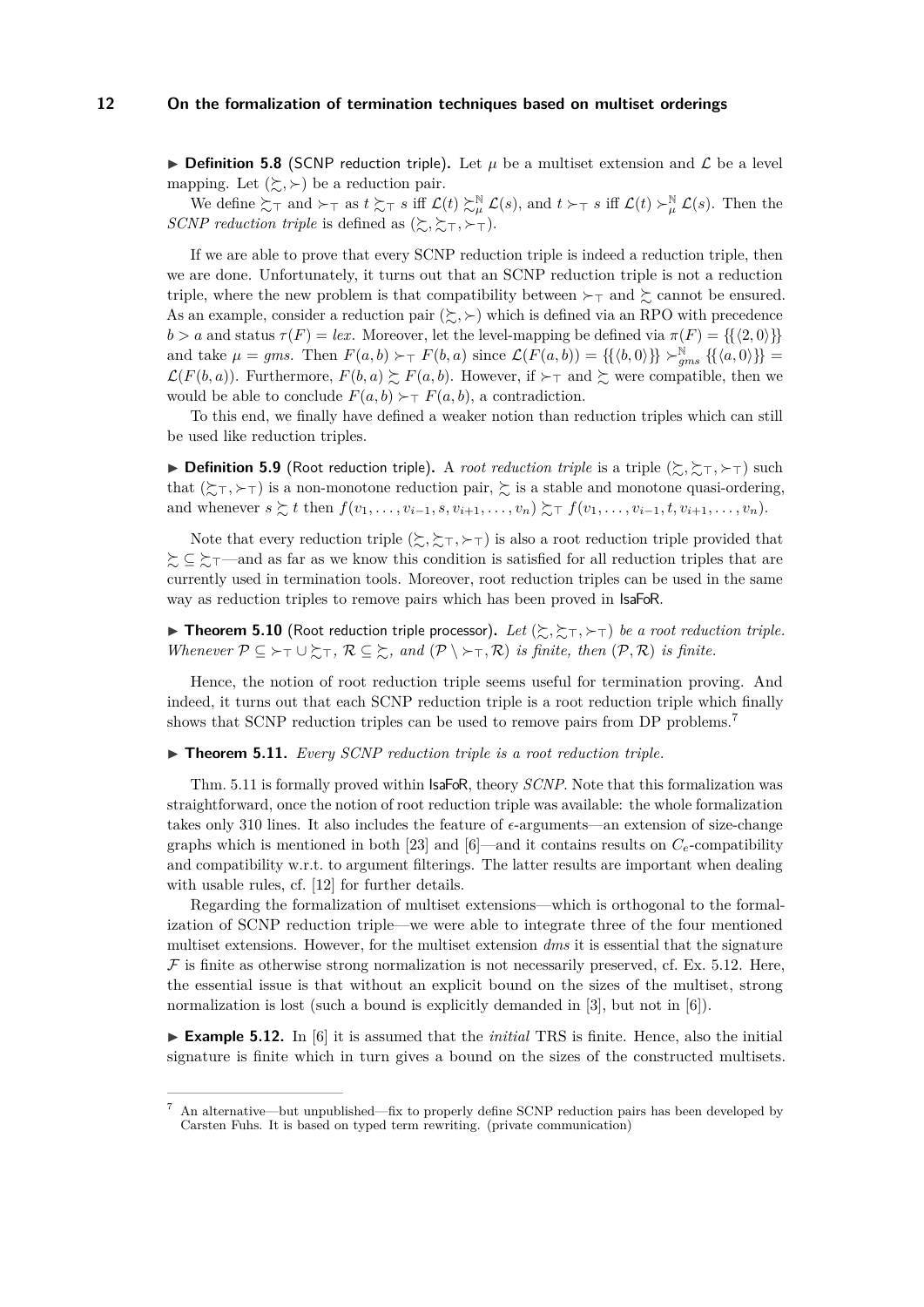▶ **Definition 5.8** (SCNP reduction triple)**.** Let $\mu$ be a multiset extension and $\mathcal{L}$ be a level mapping. Let $(\succsim, \succ)$ be a reduction pair.

We define $\succsim_\top$ and $\succ_\top$ as $t \succsim_\top s$ iff $\mathcal{L}(t) \succsim_\mu^\mathbb{N} \mathcal{L}(s)$, and $t \succ_\top s$ iff $\mathcal{L}(t) \succ_\mu^\mathbb{N} \mathcal{L}(s)$. Then the *SCNP reduction triple* is defined as $(\succsim, \succsim_\top, \succ_\top)$.

If we are able to prove that every SCNP reduction triple is indeed a reduction triple, then we are done. Unfortunately, it turns out that an SCNP reduction triple is not a reduction triple, where the new problem is that compatibility between $\succ_\top$ and $\succsim$ cannot be ensured. As an example, consider a reduction pair $(\succsim, \succ)$ which is defined via an RPO with precedence $b > a$ and status $\tau(F) = lex$. Moreover, let the level-mapping be defined via $\pi(F) = \{\{\langle 2, 0\rangle\}\}$ and take $\mu = gms$. Then $F(a, b) \succ_\top F(b, a)$ since $\mathcal{L}(F(a, b)) = \{\{\langle b, 0\rangle\}\} \succ_{gms}^\mathbb{N} \{\{\langle a, 0\rangle\}\} = \mathcal{L}(F(b, a))$. Furthermore, $F(b, a) \succsim F(a, b)$. However, if $\succ_\top$ and $\succsim$ were compatible, then we would be able to conclude $F(a, b) \succ_\top F(a, b)$, a contradiction.

To this end, we finally have defined a weaker notion than reduction triples which can still be used like reduction triples.

▶ **Definition 5.9** (Root reduction triple)**.** A *root reduction triple* is a triple $(\succsim, \succsim_\top, \succ_\top)$ such that $(\succsim_\top, \succ_\top)$ is a non-monotone reduction pair, $\succsim$ is a stable and monotone quasi-ordering, and whenever $s \succsim t$ then $f(v_1, \ldots, v_{i-1}, s, v_{i+1}, \ldots, v_n) \succsim_\top f(v_1, \ldots, v_{i-1}, t, v_{i+1}, \ldots, v_n)$.

Note that every reduction triple $(\succsim, \succsim_\top, \succ_\top)$ is also a root reduction triple provided that $\succsim \subseteq \succsim_\top$—and as far as we know this condition is satisfied for all reduction triples that are currently used in termination tools. Moreover, root reduction triples can be used in the same way as reduction triples to remove pairs which has been proved in IsaFoR.

▶ **Theorem 5.10** (Root reduction triple processor)**.** *Let $(\succsim, \succsim_\top, \succ_\top)$ be a root reduction triple. Whenever $\mathcal{P} \subseteq {\succ_\top} \cup {\succsim_\top}$, $\mathcal{R} \subseteq {\succsim}$, and $(\mathcal{P} \setminus {\succ_\top}, \mathcal{R})$ is finite, then $(\mathcal{P}, \mathcal{R})$ is finite.*

Hence, the notion of root reduction triple seems useful for termination proving. And indeed, it turns out that each SCNP reduction triple is a root reduction triple which finally shows that SCNP reduction triples can be used to remove pairs from DP problems.[7]

▶ **Theorem 5.11.** *Every SCNP reduction triple is a root reduction triple.*

Thm. 5.11 is formally proved within IsaFoR, theory *SCNP*. Note that this formalization was straightforward, once the notion of root reduction triple was available: the whole formalization takes only 310 lines. It also includes the feature of $\epsilon$-arguments—an extension of size-change graphs which is mentioned in both [23] and [6]—and it contains results on $C_e$-compatibility and compatibility w.r.t. to argument filterings. The latter results are important when dealing with usable rules, cf. [12] for further details.

Regarding the formalization of multiset extensions—which is orthogonal to the formalization of SCNP reduction triple—we were able to integrate three of the four mentioned multiset extensions. However, for the multiset extension *dms* it is essential that the signature $\mathcal{F}$ is finite as otherwise strong normalization is not necessarily preserved, cf. Ex. 5.12. Here, the essential issue is that without an explicit bound on the sizes of the multiset, strong normalization is lost (such a bound is explicitly demanded in [3], but not in [6]).

▶ **Example 5.12.** In [6] it is assumed that the *initial* TRS is finite. Hence, also the initial signature is finite which in turn gives a bound on the sizes of the constructed multisets.

---

[7] An alternative—but unpublished—fix to properly define SCNP reduction pairs has been developed by Carsten Fuhs. It is based on typed term rewriting. (private communication)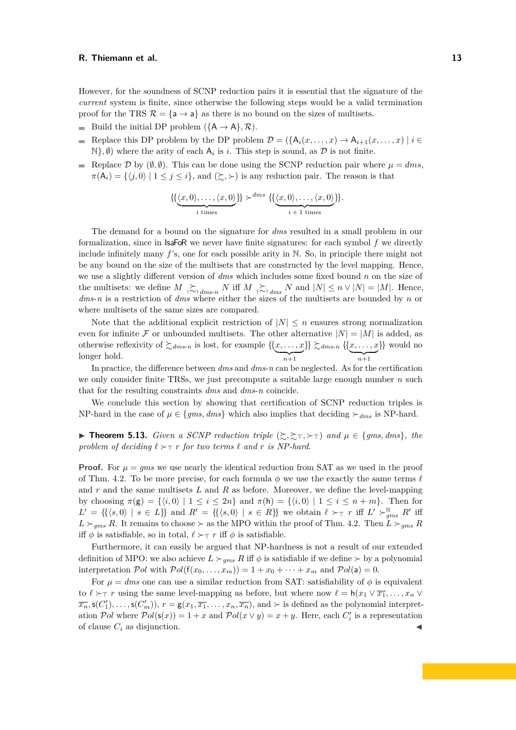However, for the soundness of SCNP reduction pairs it is essential that the signature of the *current* system is finite, since otherwise the following steps would be a valid termination proof for the TRS $\mathcal{R} = \{\mathsf{a} \to \mathsf{a}\}$ as there is no bound on the sizes of multisets.

- Build the initial DP problem $(\{\mathsf{A} \to \mathsf{A}\}, \mathcal{R})$.
- Replace this DP problem by the DP problem $\mathcal{D} = (\{\mathsf{A}_i(x, \ldots, x) \to \mathsf{A}_{i+1}(x, \ldots, x) \mid i \in \mathbb{N}\}, \emptyset)$ where the arity of each $\mathsf{A}_i$ is $i$. This step is sound, as $\mathcal{D}$ is not finite.
- Replace $\mathcal{D}$ by $(\emptyset, \emptyset)$. This can be done using the SCNP reduction pair where $\mu = dms$, $\pi(\mathsf{A}_i) = \{\langle j, 0\rangle \mid 1 \le j \le i\}$, and $(\succsim, \succ)$ is any reduction pair. The reason is that

$$\{\{\underbrace{\langle x, 0\rangle, \ldots, \langle x, 0\rangle}_{i \text{ times}}\}\} \succ^{dms} \{\{\underbrace{\langle x, 0\rangle, \ldots, \langle x, 0\rangle}_{i+1 \text{ times}}\}\}.$$

The demand for a bound on the signature for *dms* resulted in a small problem in our formalization, since in IsaFoR we never have finite signatures: for each symbol $f$ we directly include infinitely many $f$'s, one for each possible arity in $\mathbb{N}$. So, in principle there might not be any bound on the size of the multisets that are constructed by the level mapping. Hence, we use a slightly different version of *dms* which includes some fixed bound $n$ on the size of the multisets: we define $M \;{}_{(\sim)}\!\!\succsim_{dms\text{-}n} N$ iff $M \;{}_{(\sim)}\!\!\succsim_{dms} N$ and $|N| \le n \vee |N| = |M|$. Hence, *dms-n* is a restriction of *dms* where either the sizes of the multisets are bounded by $n$ or where multisets of the same sizes are compared.

Note that the additional explicit restriction of $|N| \le n$ ensures strong normalization even for infinite $\mathcal{F}$ or unbounded multisets. The other alternative $|N| = |M|$ is added, as otherwise reflexivity of $\succsim_{dms\text{-}n}$ is lost, for example $\{\{\underbrace{x, \ldots, x}_{n+1}\}\} \succsim_{dms\text{-}n} \{\{\underbrace{x, \ldots, x}_{n+1}\}\}$ would no longer hold.

In practice, the difference between *dms* and *dms-n* can be neglected. As for the certification we only consider finite TRSs, we just precompute a suitable large enough number $n$ such that for the resulting constraints *dms* and *dms-n* coincide.

We conclude this section by showing that certification of SCNP reduction triples is NP-hard in the case of $\mu \in \{gms, dms\}$ which also implies that deciding $\succ_{dms}$ is NP-hard.

▶ **Theorem 5.13.** *Given a SCNP reduction triple $(\succsim, \succsim_\top, \succ_\top)$ and $\mu \in \{gms, dms\}$, the problem of deciding $\ell \succ_\top r$ for two terms $\ell$ and $r$ is NP-hard.*

**Proof.** For $\mu = gms$ we use nearly the identical reduction from SAT as we used in the proof of Thm. 4.2. To be more precise, for each formula $\phi$ we use the exactly the same terms $\ell$ and $r$ and the same multisets $L$ and $R$ as before. Moreover, we define the level-mapping by choosing $\pi(\mathsf{g}) = \{\langle i, 0\rangle \mid 1 \le i \le 2n\}$ and $\pi(\mathsf{h}) = \{\langle i, 0\rangle \mid 1 \le i \le n + m\}$. Then for $L' = \{\{\langle s, 0\rangle \mid s \in L\}\}$ and $R' = \{\{\langle s, 0\rangle \mid s \in R\}\}$ we obtain $\ell \succ_\top r$ iff $L' \succ_{gms}^{\mathbb{N}} R'$ iff $L \succ_{gms} R$. It remains to choose $\succ$ as the MPO within the proof of Thm. 4.2. Then $L \succ_{gms} R$ iff $\phi$ is satisfiable, so in total, $\ell \succ_\top r$ iff $\phi$ is satisfiable.

Furthermore, it can easily be argued that NP-hardness is not a result of our extended definition of MPO: we also achieve $L \succ_{gms} R$ iff $\phi$ is satisfiable if we define $\succ$ by a polynomial interpretation $\mathcal{P}ol$ with $\mathcal{P}ol(\mathsf{f}(x_0, \ldots, x_m)) = 1 + x_0 + \cdots + x_m$ and $\mathcal{P}ol(\mathsf{a}) = 0$.

For $\mu = dms$ one can use a similar reduction from SAT: satisfiability of $\phi$ is equivalent to $\ell \succ_\top r$ using the same level-mapping as before, but where now $\ell = \mathsf{h}(x_1 \vee \overline{x_1}, \ldots, x_n \vee \overline{x_n}, \mathsf{s}(C'_1), \ldots, \mathsf{s}(C'_m))$, $r = \mathsf{g}(x_1, \overline{x_1}, \ldots, x_n, \overline{x_n})$, and $\succ$ is defined as the polynomial interpretation $\mathcal{P}ol$ where $\mathcal{P}ol(\mathsf{s}(x)) = 1 + x$ and $\mathcal{P}ol(x \vee y) = x + y$. Here, each $C'_i$ is a representation of clause $C_i$ as disjunction. ◀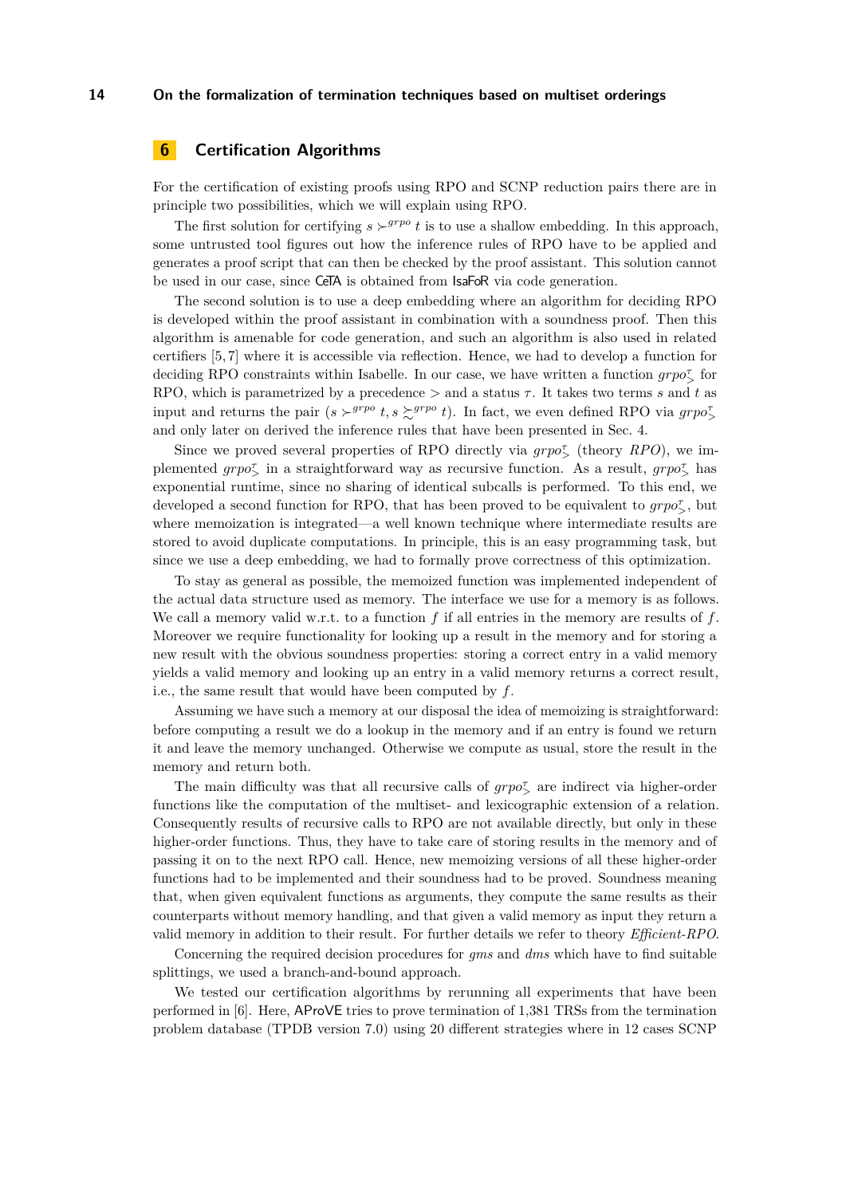## 6 Certification Algorithms

For the certification of existing proofs using RPO and SCNP reduction pairs there are in principle two possibilities, which we will explain using RPO.

The first solution for certifying $s \succ^{grpo} t$ is to use a shallow embedding. In this approach, some untrusted tool figures out how the inference rules of RPO have to be applied and generates a proof script that can then be checked by the proof assistant. This solution cannot be used in our case, since CeTA is obtained from IsaFoR via code generation.

The second solution is to use a deep embedding where an algorithm for deciding RPO is developed within the proof assistant in combination with a soundness proof. Then this algorithm is amenable for code generation, and such an algorithm is also used in related certifiers [5, 7] where it is accessible via reflection. Hence, we had to develop a function for deciding RPO constraints within Isabelle. In our case, we have written a function $grpo^{\tau}_{>}$ for RPO, which is parametrized by a precedence $>$ and a status $\tau$. It takes two terms $s$ and $t$ as input and returns the pair $(s \succ^{grpo} t, s \succsim^{grpo} t)$. In fact, we even defined RPO via $grpo^{\tau}_{>}$ and only later on derived the inference rules that have been presented in Sec. 4.

Since we proved several properties of RPO directly via $grpo^{\tau}_{>}$ (theory *RPO*), we implemented $grpo^{\tau}_{>}$ in a straightforward way as recursive function. As a result, $grpo^{\tau}_{>}$ has exponential runtime, since no sharing of identical subcalls is performed. To this end, we developed a second function for RPO, that has been proved to be equivalent to $grpo^{\tau}_{>}$, but where memoization is integrated—a well known technique where intermediate results are stored to avoid duplicate computations. In principle, this is an easy programming task, but since we use a deep embedding, we had to formally prove correctness of this optimization.

To stay as general as possible, the memoized function was implemented independent of the actual data structure used as memory. The interface we use for a memory is as follows. We call a memory valid w.r.t. to a function $f$ if all entries in the memory are results of $f$. Moreover we require functionality for looking up a result in the memory and for storing a new result with the obvious soundness properties: storing a correct entry in a valid memory yields a valid memory and looking up an entry in a valid memory returns a correct result, i.e., the same result that would have been computed by $f$.

Assuming we have such a memory at our disposal the idea of memoizing is straightforward: before computing a result we do a lookup in the memory and if an entry is found we return it and leave the memory unchanged. Otherwise we compute as usual, store the result in the memory and return both.

The main difficulty was that all recursive calls of $grpo^{\tau}_{>}$ are indirect via higher-order functions like the computation of the multiset- and lexicographic extension of a relation. Consequently results of recursive calls to RPO are not available directly, but only in these higher-order functions. Thus, they have to take care of storing results in the memory and of passing it on to the next RPO call. Hence, new memoizing versions of all these higher-order functions had to be implemented and their soundness had to be proved. Soundness meaning that, when given equivalent functions as arguments, they compute the same results as their counterparts without memory handling, and that given a valid memory as input they return a valid memory in addition to their result. For further details we refer to theory *Efficient-RPO*.

Concerning the required decision procedures for *gms* and *dms* which have to find suitable splittings, we used a branch-and-bound approach.

We tested our certification algorithms by rerunning all experiments that have been performed in [6]. Here, AProVE tries to prove termination of 1,381 TRSs from the termination problem database (TPDB version 7.0) using 20 different strategies where in 12 cases SCNP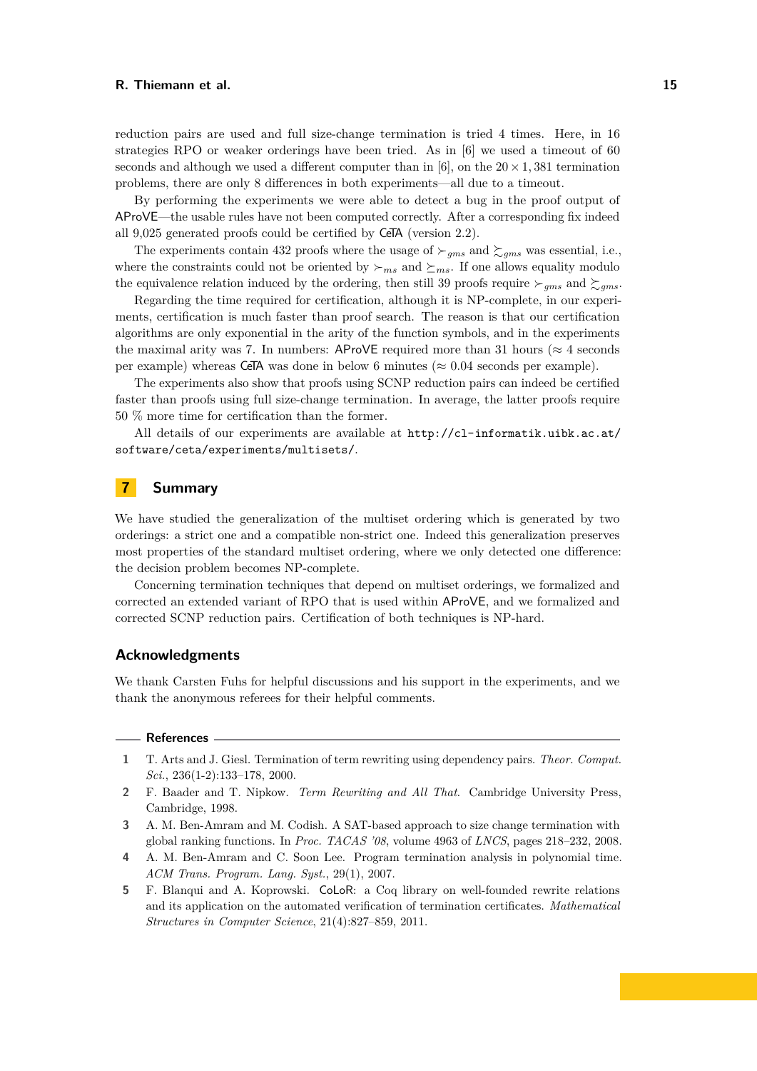reduction pairs are used and full size-change termination is tried 4 times. Here, in 16 strategies RPO or weaker orderings have been tried. As in [6] we used a timeout of 60 seconds and although we used a different computer than in [6], on the $20 \times 1,381$ termination problems, there are only 8 differences in both experiments—all due to a timeout.

By performing the experiments we were able to detect a bug in the proof output of AProVE—the usable rules have not been computed correctly. After a corresponding fix indeed all 9,025 generated proofs could be certified by CeTA (version 2.2).

The experiments contain 432 proofs where the usage of $\succ_{gms}$ and $\succsim_{gms}$ was essential, i.e., where the constraints could not be oriented by $\succ_{ms}$ and $\succeq_{ms}$. If one allows equality modulo the equivalence relation induced by the ordering, then still 39 proofs require $\succ_{gms}$ and $\succsim_{gms}$.

Regarding the time required for certification, although it is NP-complete, in our experiments, certification is much faster than proof search. The reason is that our certification algorithms are only exponential in the arity of the function symbols, and in the experiments the maximal arity was 7. In numbers: AProVE required more than 31 hours ($\approx$ 4 seconds per example) whereas CeTA was done in below 6 minutes ($\approx$ 0.04 seconds per example).

The experiments also show that proofs using SCNP reduction pairs can indeed be certified faster than proofs using full size-change termination. In average, the latter proofs require 50 % more time for certification than the former.

All details of our experiments are available at `http://cl-informatik.uibk.ac.at/software/ceta/experiments/multisets/`.

## 7 Summary

We have studied the generalization of the multiset ordering which is generated by two orderings: a strict one and a compatible non-strict one. Indeed this generalization preserves most properties of the standard multiset ordering, where we only detected one difference: the decision problem becomes NP-complete.

Concerning termination techniques that depend on multiset orderings, we formalized and corrected an extended variant of RPO that is used within AProVE, and we formalized and corrected SCNP reduction pairs. Certification of both techniques is NP-hard.

### Acknowledgments

We thank Carsten Fuhs for helpful discussions and his support in the experiments, and we thank the anonymous referees for their helpful comments.

### References

1. T. Arts and J. Giesl. Termination of term rewriting using dependency pairs. *Theor. Comput. Sci.*, 236(1-2):133–178, 2000.
2. F. Baader and T. Nipkow. *Term Rewriting and All That*. Cambridge University Press, Cambridge, 1998.
3. A. M. Ben-Amram and M. Codish. A SAT-based approach to size change termination with global ranking functions. In *Proc. TACAS '08*, volume 4963 of *LNCS*, pages 218–232, 2008.
4. A. M. Ben-Amram and C. Soon Lee. Program termination analysis in polynomial time. *ACM Trans. Program. Lang. Syst.*, 29(1), 2007.
5. F. Blanqui and A. Koprowski. CoLoR: a Coq library on well-founded rewrite relations and its application on the automated verification of termination certificates. *Mathematical Structures in Computer Science*, 21(4):827–859, 2011.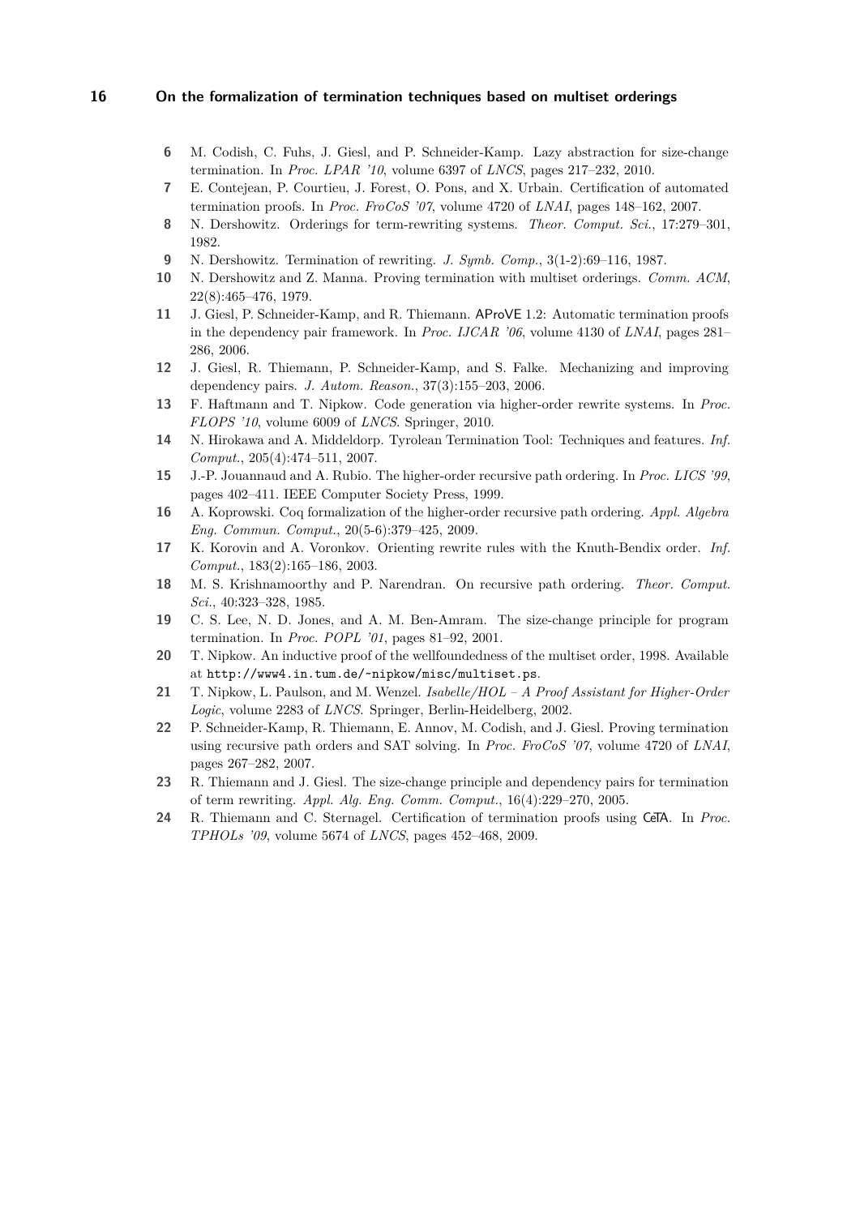6. M. Codish, C. Fuhs, J. Giesl, and P. Schneider-Kamp. Lazy abstraction for size-change termination. In *Proc. LPAR '10*, volume 6397 of *LNCS*, pages 217–232, 2010.
7. E. Contejean, P. Courtieu, J. Forest, O. Pons, and X. Urbain. Certification of automated termination proofs. In *Proc. FroCoS '07*, volume 4720 of *LNAI*, pages 148–162, 2007.
8. N. Dershowitz. Orderings for term-rewriting systems. *Theor. Comput. Sci.*, 17:279–301, 1982.
9. N. Dershowitz. Termination of rewriting. *J. Symb. Comp.*, 3(1-2):69–116, 1987.
10. N. Dershowitz and Z. Manna. Proving termination with multiset orderings. *Comm. ACM*, 22(8):465–476, 1979.
11. J. Giesl, P. Schneider-Kamp, and R. Thiemann. AProVE 1.2: Automatic termination proofs in the dependency pair framework. In *Proc. IJCAR '06*, volume 4130 of *LNAI*, pages 281–286, 2006.
12. J. Giesl, R. Thiemann, P. Schneider-Kamp, and S. Falke. Mechanizing and improving dependency pairs. *J. Autom. Reason.*, 37(3):155–203, 2006.
13. F. Haftmann and T. Nipkow. Code generation via higher-order rewrite systems. In *Proc. FLOPS '10*, volume 6009 of *LNCS*. Springer, 2010.
14. N. Hirokawa and A. Middeldorp. Tyrolean Termination Tool: Techniques and features. *Inf. Comput.*, 205(4):474–511, 2007.
15. J.-P. Jouannaud and A. Rubio. The higher-order recursive path ordering. In *Proc. LICS '99*, pages 402–411. IEEE Computer Society Press, 1999.
16. A. Koprowski. Coq formalization of the higher-order recursive path ordering. *Appl. Algebra Eng. Commun. Comput.*, 20(5-6):379–425, 2009.
17. K. Korovin and A. Voronkov. Orienting rewrite rules with the Knuth-Bendix order. *Inf. Comput.*, 183(2):165–186, 2003.
18. M. S. Krishnamoorthy and P. Narendran. On recursive path ordering. *Theor. Comput. Sci.*, 40:323–328, 1985.
19. C. S. Lee, N. D. Jones, and A. M. Ben-Amram. The size-change principle for program termination. In *Proc. POPL '01*, pages 81–92, 2001.
20. T. Nipkow. An inductive proof of the wellfoundedness of the multiset order, 1998. Available at `http://www4.in.tum.de/~nipkow/misc/multiset.ps`.
21. T. Nipkow, L. Paulson, and M. Wenzel. *Isabelle/HOL – A Proof Assistant for Higher-Order Logic*, volume 2283 of *LNCS*. Springer, Berlin-Heidelberg, 2002.
22. P. Schneider-Kamp, R. Thiemann, E. Annov, M. Codish, and J. Giesl. Proving termination using recursive path orders and SAT solving. In *Proc. FroCoS '07*, volume 4720 of *LNAI*, pages 267–282, 2007.
23. R. Thiemann and J. Giesl. The size-change principle and dependency pairs for termination of term rewriting. *Appl. Alg. Eng. Comm. Comput.*, 16(4):229–270, 2005.
24. R. Thiemann and C. Sternagel. Certification of termination proofs using CeTA. In *Proc. TPHOLs '09*, volume 5674 of *LNCS*, pages 452–468, 2009.